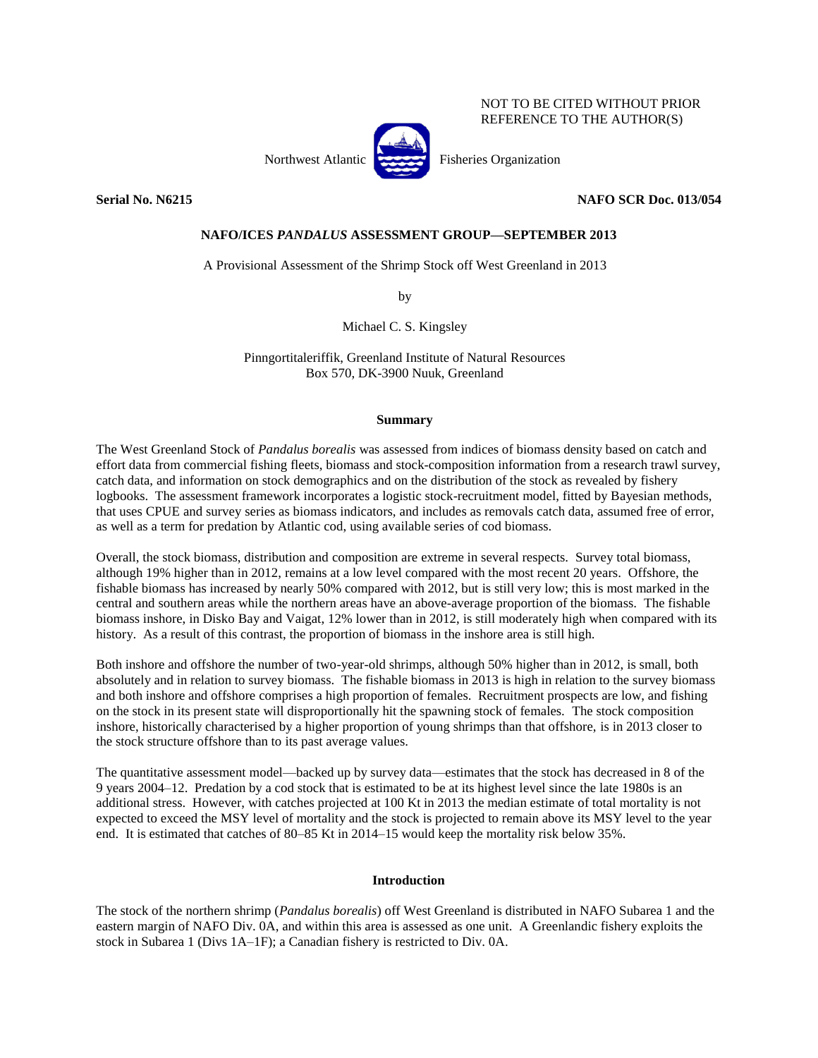NOT TO BE CITED WITHOUT PRIOR REFERENCE TO THE AUTHOR(S)

Northwest Atlantic Fisheries Organization

**Serial No. N6215** **NAFO SCR Doc. 013/054**

**NAFO/ICES *PANDALUS* ASSESSMENT GROUP—SEPTEMBER 2013**

A Provisional Assessment of the Shrimp Stock off West Greenland in 2013

by

Michael C. S. Kingsley

Pinngortitaleriffik, Greenland Institute of Natural Resources
Box 570, DK-3900 Nuuk, Greenland

**Summary**

The West Greenland Stock of *Pandalus borealis* was assessed from indices of biomass density based on catch and effort data from commercial fishing fleets, biomass and stock-composition information from a research trawl survey, catch data, and information on stock demographics and on the distribution of the stock as revealed by fishery logbooks. The assessment framework incorporates a logistic stock-recruitment model, fitted by Bayesian methods, that uses CPUE and survey series as biomass indicators, and includes as removals catch data, assumed free of error, as well as a term for predation by Atlantic cod, using available series of cod biomass.

Overall, the stock biomass, distribution and composition are extreme in several respects. Survey total biomass, although 19% higher than in 2012, remains at a low level compared with the most recent 20 years. Offshore, the fishable biomass has increased by nearly 50% compared with 2012, but is still very low; this is most marked in the central and southern areas while the northern areas have an above-average proportion of the biomass. The fishable biomass inshore, in Disko Bay and Vaigat, 12% lower than in 2012, is still moderately high when compared with its history. As a result of this contrast, the proportion of biomass in the inshore area is still high.

Both inshore and offshore the number of two-year-old shrimps, although 50% higher than in 2012, is small, both absolutely and in relation to survey biomass. The fishable biomass in 2013 is high in relation to the survey biomass and both inshore and offshore comprises a high proportion of females. Recruitment prospects are low, and fishing on the stock in its present state will disproportionally hit the spawning stock of females. The stock composition inshore, historically characterised by a higher proportion of young shrimps than that offshore, is in 2013 closer to the stock structure offshore than to its past average values.

The quantitative assessment model—backed up by survey data—estimates that the stock has decreased in 8 of the 9 years 2004–12. Predation by a cod stock that is estimated to be at its highest level since the late 1980s is an additional stress. However, with catches projected at 100 Kt in 2013 the median estimate of total mortality is not expected to exceed the MSY level of mortality and the stock is projected to remain above its MSY level to the year end. It is estimated that catches of 80–85 Kt in 2014–15 would keep the mortality risk below 35%.

**Introduction**

The stock of the northern shrimp (*Pandalus borealis*) off West Greenland is distributed in NAFO Subarea 1 and the eastern margin of NAFO Div. 0A, and within this area is assessed as one unit. A Greenlandic fishery exploits the stock in Subarea 1 (Divs 1A–1F); a Canadian fishery is restricted to Div. 0A.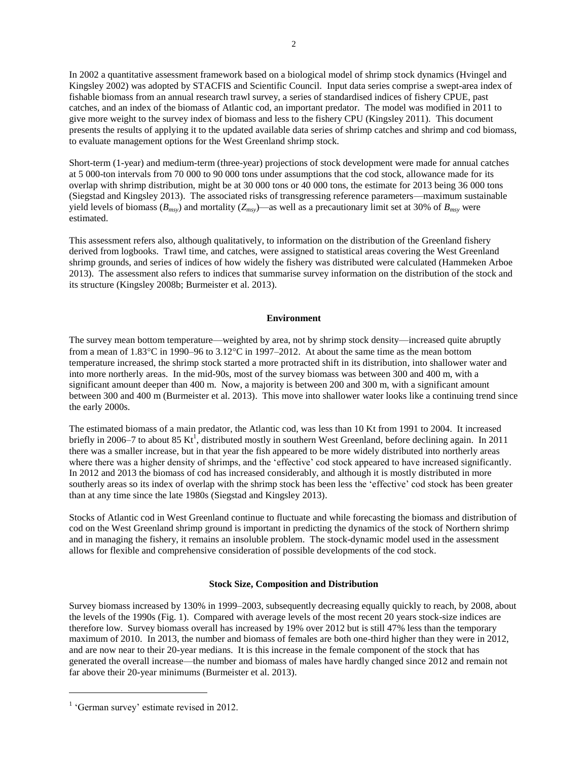In 2002 a quantitative assessment framework based on a biological model of shrimp stock dynamics (Hvingel and Kingsley 2002) was adopted by STACFIS and Scientific Council. Input data series comprise a swept-area index of fishable biomass from an annual research trawl survey, a series of standardised indices of fishery CPUE, past catches, and an index of the biomass of Atlantic cod, an important predator. The model was modified in 2011 to give more weight to the survey index of biomass and less to the fishery CPU (Kingsley 2011). This document presents the results of applying it to the updated available data series of shrimp catches and shrimp and cod biomass, to evaluate management options for the West Greenland shrimp stock.

Short-term (1-year) and medium-term (three-year) projections of stock development were made for annual catches at 5 000-ton intervals from 70 000 to 90 000 tons under assumptions that the cod stock, allowance made for its overlap with shrimp distribution, might be at 30 000 tons or 40 000 tons, the estimate for 2013 being 36 000 tons (Siegstad and Kingsley 2013). The associated risks of transgressing reference parameters—maximum sustainable yield levels of biomass ($B_{msy}$) and mortality ($Z_{msy}$)—as well as a precautionary limit set at 30% of $B_{msy}$ were estimated.

This assessment refers also, although qualitatively, to information on the distribution of the Greenland fishery derived from logbooks. Trawl time, and catches, were assigned to statistical areas covering the West Greenland shrimp grounds, and series of indices of how widely the fishery was distributed were calculated (Hammeken Arboe 2013). The assessment also refers to indices that summarise survey information on the distribution of the stock and its structure (Kingsley 2008b; Burmeister et al. 2013).

## Environment

The survey mean bottom temperature—weighted by area, not by shrimp stock density—increased quite abruptly from a mean of 1.83°C in 1990–96 to 3.12°C in 1997–2012. At about the same time as the mean bottom temperature increased, the shrimp stock started a more protracted shift in its distribution, into shallower water and into more northerly areas. In the mid-90s, most of the survey biomass was between 300 and 400 m, with a significant amount deeper than 400 m. Now, a majority is between 200 and 300 m, with a significant amount between 300 and 400 m (Burmeister et al. 2013). This move into shallower water looks like a continuing trend since the early 2000s.

The estimated biomass of a main predator, the Atlantic cod, was less than 10 Kt from 1991 to 2004. It increased briefly in 2006–7 to about 85 Kt[1], distributed mostly in southern West Greenland, before declining again. In 2011 there was a smaller increase, but in that year the fish appeared to be more widely distributed into northerly areas where there was a higher density of shrimps, and the 'effective' cod stock appeared to have increased significantly. In 2012 and 2013 the biomass of cod has increased considerably, and although it is mostly distributed in more southerly areas so its index of overlap with the shrimp stock has been less the 'effective' cod stock has been greater than at any time since the late 1980s (Siegstad and Kingsley 2013).

Stocks of Atlantic cod in West Greenland continue to fluctuate and while forecasting the biomass and distribution of cod on the West Greenland shrimp ground is important in predicting the dynamics of the stock of Northern shrimp and in managing the fishery, it remains an insoluble problem. The stock-dynamic model used in the assessment allows for flexible and comprehensive consideration of possible developments of the cod stock.

## Stock Size, Composition and Distribution

Survey biomass increased by 130% in 1999–2003, subsequently decreasing equally quickly to reach, by 2008, about the levels of the 1990s (Fig. 1). Compared with average levels of the most recent 20 years stock-size indices are therefore low. Survey biomass overall has increased by 19% over 2012 but is still 47% less than the temporary maximum of 2010. In 2013, the number and biomass of females are both one-third higher than they were in 2012, and are now near to their 20-year medians. It is this increase in the female component of the stock that has generated the overall increase—the number and biomass of males have hardly changed since 2012 and remain not far above their 20-year minimums (Burmeister et al. 2013).

---

[1] 'German survey' estimate revised in 2012.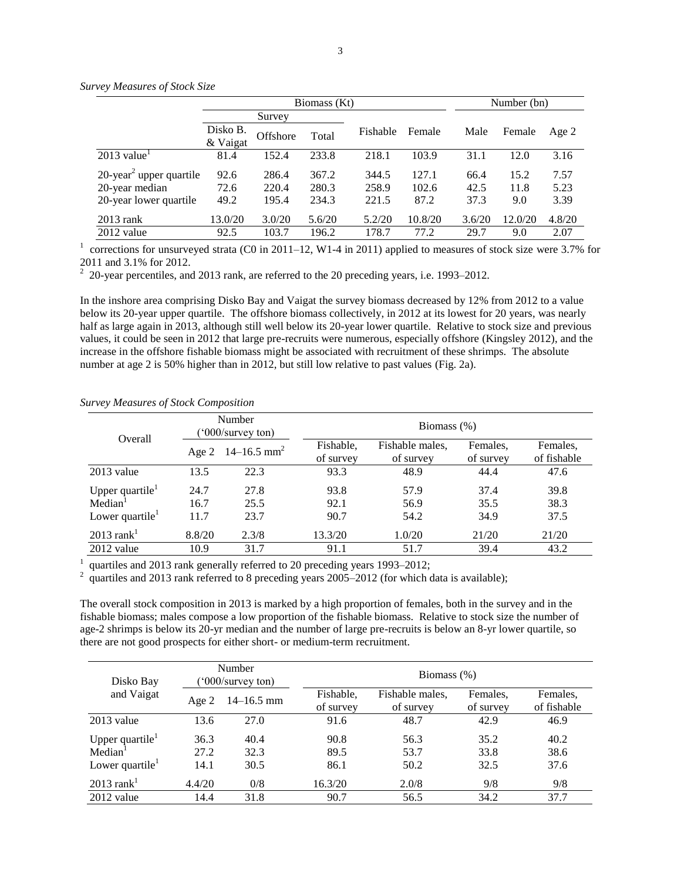*Survey Measures of Stock Size*

| | Biomass (Kt) | | | | | Number (bn) | | |
|---|---|---|---|---|---|---|---|---|
| | Survey | | | | | | | |
| | Disko B. & Vaigat | Offshore | Total | Fishable | Female | Male | Female | Age 2 |
| 2013 value[1] | 81.4 | 152.4 | 233.8 | 218.1 | 103.9 | 31.1 | 12.0 | 3.16 |
| 20-year[2] upper quartile | 92.6 | 286.4 | 367.2 | 344.5 | 127.1 | 66.4 | 15.2 | 7.57 |
| 20-year median | 72.6 | 220.4 | 280.3 | 258.9 | 102.6 | 42.5 | 11.8 | 5.23 |
| 20-year lower quartile | 49.2 | 195.4 | 234.3 | 221.5 | 87.2 | 37.3 | 9.0 | 3.39 |
| 2013 rank | 13.0/20 | 3.0/20 | 5.6/20 | 5.2/20 | 10.8/20 | 3.6/20 | 12.0/20 | 4.8/20 |
| 2012 value | 92.5 | 103.7 | 196.2 | 178.7 | 77.2 | 29.7 | 9.0 | 2.07 |

[1] corrections for unsurveyed strata (C0 in 2011–12, W1-4 in 2011) applied to measures of stock size were 3.7% for 2011 and 3.1% for 2012.
[2] 20-year percentiles, and 2013 rank, are referred to the 20 preceding years, i.e. 1993–2012.

In the inshore area comprising Disko Bay and Vaigat the survey biomass decreased by 12% from 2012 to a value below its 20-year upper quartile. The offshore biomass collectively, in 2012 at its lowest for 20 years, was nearly half as large again in 2013, although still well below its 20-year lower quartile. Relative to stock size and previous values, it could be seen in 2012 that large pre-recruits were numerous, especially offshore (Kingsley 2012), and the increase in the offshore fishable biomass might be associated with recruitment of these shrimps. The absolute number at age 2 is 50% higher than in 2012, but still low relative to past values (Fig. 2a).

*Survey Measures of Stock Composition*

| Overall | Number ('000/survey ton) | | Biomass (%) | | | |
|---|---|---|---|---|---|---|
| | Age 2 | 14–16.5 mm[2] | Fishable, of survey | Fishable males, of survey | Females, of survey | Females, of fishable |
| 2013 value | 13.5 | 22.3 | 93.3 | 48.9 | 44.4 | 47.6 |
| Upper quartile[1] | 24.7 | 27.8 | 93.8 | 57.9 | 37.4 | 39.8 |
| Median[1] | 16.7 | 25.5 | 92.1 | 56.9 | 35.5 | 38.3 |
| Lower quartile[1] | 11.7 | 23.7 | 90.7 | 54.2 | 34.9 | 37.5 |
| 2013 rank[1] | 8.8/20 | 2.3/8 | 13.3/20 | 1.0/20 | 21/20 | 21/20 |
| 2012 value | 10.9 | 31.7 | 91.1 | 51.7 | 39.4 | 43.2 |

[1] quartiles and 2013 rank generally referred to 20 preceding years 1993–2012;
[2] quartiles and 2013 rank referred to 8 preceding years 2005–2012 (for which data is available);

The overall stock composition in 2013 is marked by a high proportion of females, both in the survey and in the fishable biomass; males compose a low proportion of the fishable biomass. Relative to stock size the number of age-2 shrimps is below its 20-yr median and the number of large pre-recruits is below an 8-yr lower quartile, so there are not good prospects for either short- or medium-term recruitment.

| Disko Bay and Vaigat | Number ('000/survey ton) | | Biomass (%) | | | |
|---|---|---|---|---|---|---|
| | Age 2 | 14–16.5 mm | Fishable, of survey | Fishable males, of survey | Females, of survey | Females, of fishable |
| 2013 value | 13.6 | 27.0 | 91.6 | 48.7 | 42.9 | 46.9 |
| Upper quartile[1] | 36.3 | 40.4 | 90.8 | 56.3 | 35.2 | 40.2 |
| Median[1] | 27.2 | 32.3 | 89.5 | 53.7 | 33.8 | 38.6 |
| Lower quartile[1] | 14.1 | 30.5 | 86.1 | 50.2 | 32.5 | 37.6 |
| 2013 rank[1] | 4.4/20 | 0/8 | 16.3/20 | 2.0/8 | 9/8 | 9/8 |
| 2012 value | 14.4 | 31.8 | 90.7 | 56.5 | 34.2 | 37.7 |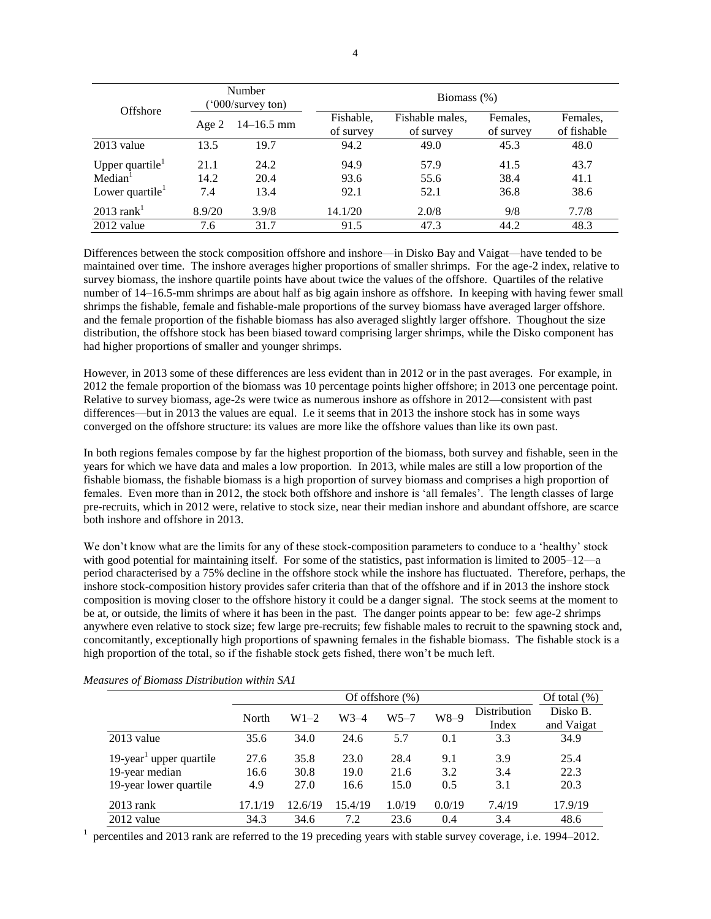| Offshore | Number ('000/survey ton) | | Biomass (%) | | | |
|---|---|---|---|---|---|---|
| | Age 2 | 14–16.5 mm | Fishable, of survey | Fishable males, of survey | Females, of survey | Females, of fishable |
| 2013 value | 13.5 | 19.7 | 94.2 | 49.0 | 45.3 | 48.0 |
| Upper quartile[1] | 21.1 | 24.2 | 94.9 | 57.9 | 41.5 | 43.7 |
| Median[1] | 14.2 | 20.4 | 93.6 | 55.6 | 38.4 | 41.1 |
| Lower quartile[1] | 7.4 | 13.4 | 92.1 | 52.1 | 36.8 | 38.6 |
| 2013 rank[1] | 8.9/20 | 3.9/8 | 14.1/20 | 2.0/8 | 9/8 | 7.7/8 |
| 2012 value | 7.6 | 31.7 | 91.5 | 47.3 | 44.2 | 48.3 |

Differences between the stock composition offshore and inshore—in Disko Bay and Vaigat—have tended to be maintained over time. The inshore averages higher proportions of smaller shrimps. For the age-2 index, relative to survey biomass, the inshore quartile points have about twice the values of the offshore. Quartiles of the relative number of 14–16.5-mm shrimps are about half as big again inshore as offshore. In keeping with having fewer small shrimps the fishable, female and fishable-male proportions of the survey biomass have averaged larger offshore. and the female proportion of the fishable biomass has also averaged slightly larger offshore. Thoughout the size distribution, the offshore stock has been biased toward comprising larger shrimps, while the Disko component has had higher proportions of smaller and younger shrimps.

However, in 2013 some of these differences are less evident than in 2012 or in the past averages. For example, in 2012 the female proportion of the biomass was 10 percentage points higher offshore; in 2013 one percentage point. Relative to survey biomass, age-2s were twice as numerous inshore as offshore in 2012—consistent with past differences—but in 2013 the values are equal. I.e it seems that in 2013 the inshore stock has in some ways converged on the offshore structure: its values are more like the offshore values than like its own past.

In both regions females compose by far the highest proportion of the biomass, both survey and fishable, seen in the years for which we have data and males a low proportion. In 2013, while males are still a low proportion of the fishable biomass, the fishable biomass is a high proportion of survey biomass and comprises a high proportion of females. Even more than in 2012, the stock both offshore and inshore is 'all females'. The length classes of large pre-recruits, which in 2012 were, relative to stock size, near their median inshore and abundant offshore, are scarce both inshore and offshore in 2013.

We don't know what are the limits for any of these stock-composition parameters to conduce to a 'healthy' stock with good potential for maintaining itself. For some of the statistics, past information is limited to 2005–12—a period characterised by a 75% decline in the offshore stock while the inshore has fluctuated. Therefore, perhaps, the inshore stock-composition history provides safer criteria than that of the offshore and if in 2013 the inshore stock composition is moving closer to the offshore history it could be a danger signal. The stock seems at the moment to be at, or outside, the limits of where it has been in the past. The danger points appear to be: few age-2 shrimps anywhere even relative to stock size; few large pre-recruits; few fishable males to recruit to the spawning stock and, concomitantly, exceptionally high proportions of spawning females in the fishable biomass. The fishable stock is a high proportion of the total, so if the fishable stock gets fished, there won't be much left.

*Measures of Biomass Distribution within SA1*

| | Of offshore (%) | | | | | | Of total (%) |
|---|---|---|---|---|---|---|---|
| | North | W1–2 | W3–4 | W5–7 | W8–9 | Distribution Index | Disko B. and Vaigat |
| 2013 value | 35.6 | 34.0 | 24.6 | 5.7 | 0.1 | 3.3 | 34.9 |
| 19-year[1] upper quartile | 27.6 | 35.8 | 23.0 | 28.4 | 9.1 | 3.9 | 25.4 |
| 19-year median | 16.6 | 30.8 | 19.0 | 21.6 | 3.2 | 3.4 | 22.3 |
| 19-year lower quartile | 4.9 | 27.0 | 16.6 | 15.0 | 0.5 | 3.1 | 20.3 |
| 2013 rank | 17.1/19 | 12.6/19 | 15.4/19 | 1.0/19 | 0.0/19 | 7.4/19 | 17.9/19 |
| 2012 value | 34.3 | 34.6 | 7.2 | 23.6 | 0.4 | 3.4 | 48.6 |

[1] percentiles and 2013 rank are referred to the 19 preceding years with stable survey coverage, i.e. 1994–2012.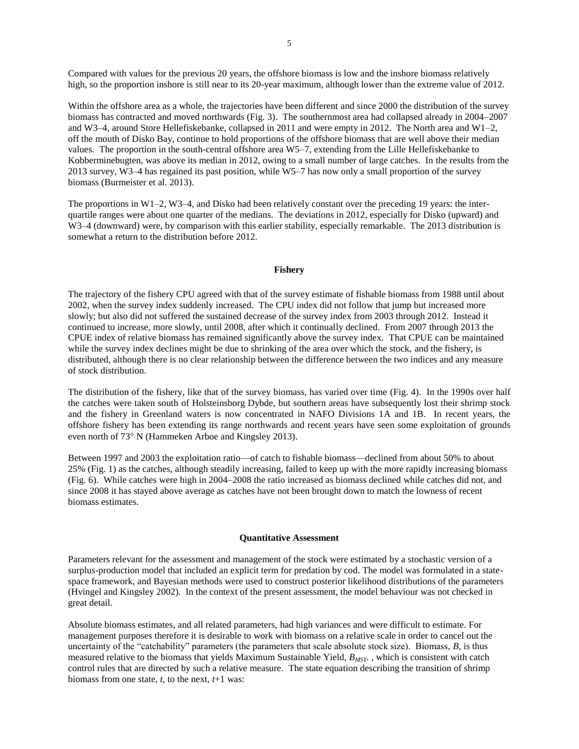Compared with values for the previous 20 years, the offshore biomass is low and the inshore biomass relatively high, so the proportion inshore is still near to its 20-year maximum, although lower than the extreme value of 2012.

Within the offshore area as a whole, the trajectories have been different and since 2000 the distribution of the survey biomass has contracted and moved northwards (Fig. 3). The southernmost area had collapsed already in 2004–2007 and W3–4, around Store Hellefiskebanke, collapsed in 2011 and were empty in 2012. The North area and W1–2, off the mouth of Disko Bay, continue to hold proportions of the offshore biomass that are well above their median values. The proportion in the south-central offshore area W5–7, extending from the Lille Hellefiskebanke to Kobberminebugten, was above its median in 2012, owing to a small number of large catches. In the results from the 2013 survey, W3–4 has regained its past position, while W5–7 has now only a small proportion of the survey biomass (Burmeister et al. 2013).

The proportions in W1–2, W3–4, and Disko had been relatively constant over the preceding 19 years: the inter-quartile ranges were about one quarter of the medians. The deviations in 2012, especially for Disko (upward) and W3–4 (downward) were, by comparison with this earlier stability, especially remarkable. The 2013 distribution is somewhat a return to the distribution before 2012.

## Fishery

The trajectory of the fishery CPU agreed with that of the survey estimate of fishable biomass from 1988 until about 2002, when the survey index suddenly increased. The CPU index did not follow that jump but increased more slowly; but also did not suffered the sustained decrease of the survey index from 2003 through 2012. Instead it continued to increase, more slowly, until 2008, after which it continually declined. From 2007 through 2013 the CPUE index of relative biomass has remained significantly above the survey index. That CPUE can be maintained while the survey index declines might be due to shrinking of the area over which the stock, and the fishery, is distributed, although there is no clear relationship between the difference between the two indices and any measure of stock distribution.

The distribution of the fishery, like that of the survey biomass, has varied over time (Fig. 4). In the 1990s over half the catches were taken south of Holsteinsborg Dybde, but southern areas have subsequently lost their shrimp stock and the fishery in Greenland waters is now concentrated in NAFO Divisions 1A and 1B. In recent years, the offshore fishery has been extending its range northwards and recent years have seen some exploitation of grounds even north of 73° N (Hammeken Arboe and Kingsley 2013).

Between 1997 and 2003 the exploitation ratio—of catch to fishable biomass—declined from about 50% to about 25% (Fig. 1) as the catches, although steadily increasing, failed to keep up with the more rapidly increasing biomass (Fig. 6). While catches were high in 2004–2008 the ratio increased as biomass declined while catches did not, and since 2008 it has stayed above average as catches have not been brought down to match the lowness of recent biomass estimates.

## Quantitative Assessment

Parameters relevant for the assessment and management of the stock were estimated by a stochastic version of a surplus-production model that included an explicit term for predation by cod. The model was formulated in a state-space framework, and Bayesian methods were used to construct posterior likelihood distributions of the parameters (Hvingel and Kingsley 2002). In the context of the present assessment, the model behaviour was not checked in great detail.

Absolute biomass estimates, and all related parameters, had high variances and were difficult to estimate. For management purposes therefore it is desirable to work with biomass on a relative scale in order to cancel out the uncertainty of the "catchability" parameters (the parameters that scale absolute stock size). Biomass, $B$, is thus measured relative to the biomass that yields Maximum Sustainable Yield, $B_{MSY}$. , which is consistent with catch control rules that are directed by such a relative measure. The state equation describing the transition of shrimp biomass from one state, $t$, to the next, $t$+1 was: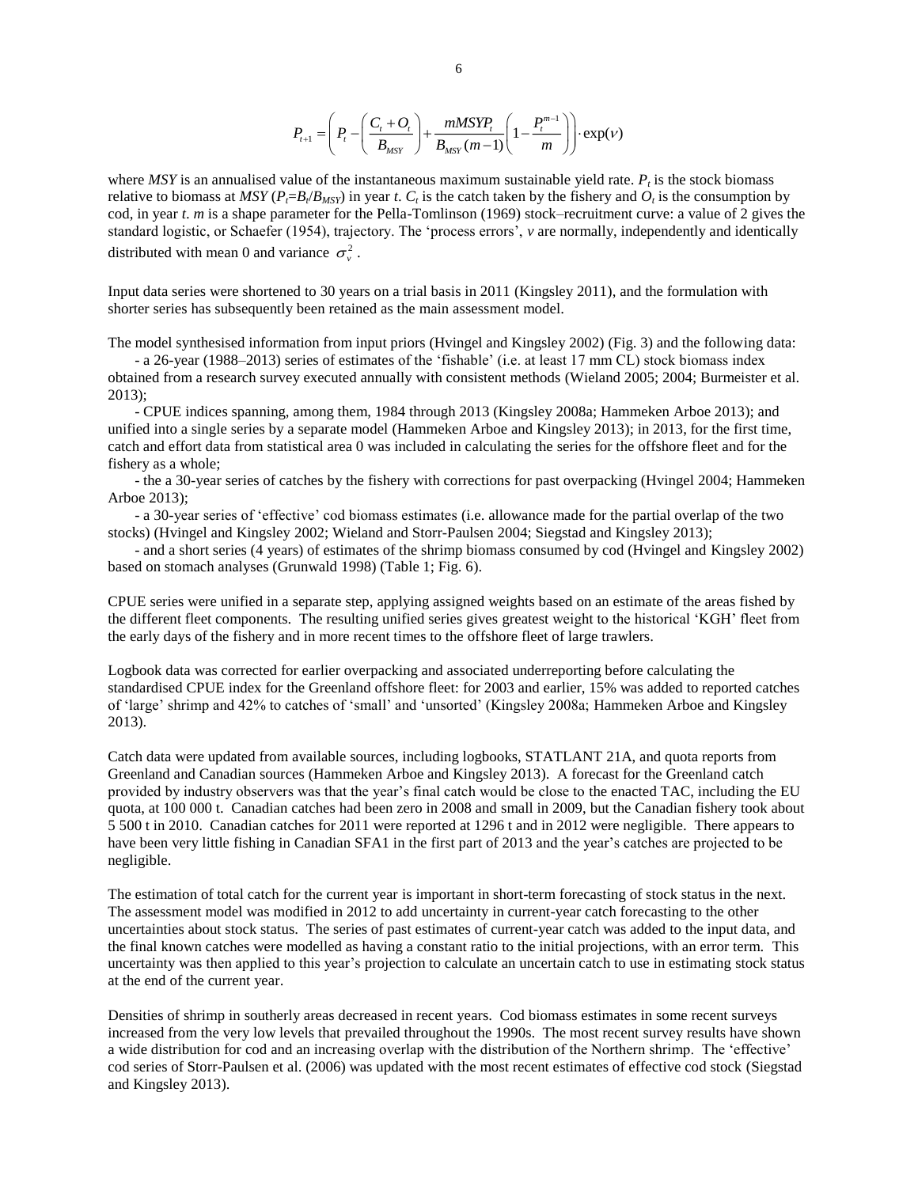$$P_{t+1} = \left( P_t - \left( \frac{C_t + O_t}{B_{MSY}} \right) + \frac{mMSYP_t}{B_{MSY}(m-1)} \left( 1 - \frac{P_t^{m-1}}{m} \right) \right) \cdot \exp(\nu)$$

where *MSY* is an annualised value of the instantaneous maximum sustainable yield rate. $P_t$ is the stock biomass relative to biomass at *MSY* ($P_t = B_t/B_{MSY}$) in year *t*. $C_t$ is the catch taken by the fishery and $O_t$ is the consumption by cod, in year *t*. *m* is a shape parameter for the Pella-Tomlinson (1969) stock–recruitment curve: a value of 2 gives the standard logistic, or Schaefer (1954), trajectory. The 'process errors', *v* are normally, independently and identically distributed with mean 0 and variance $\sigma_v^2$ .

Input data series were shortened to 30 years on a trial basis in 2011 (Kingsley 2011), and the formulation with shorter series has subsequently been retained as the main assessment model.

The model synthesised information from input priors (Hvingel and Kingsley 2002) (Fig. 3) and the following data:

- a 26-year (1988–2013) series of estimates of the 'fishable' (i.e. at least 17 mm CL) stock biomass index obtained from a research survey executed annually with consistent methods (Wieland 2005; 2004; Burmeister et al. 2013);
- CPUE indices spanning, among them, 1984 through 2013 (Kingsley 2008a; Hammeken Arboe 2013); and unified into a single series by a separate model (Hammeken Arboe and Kingsley 2013); in 2013, for the first time, catch and effort data from statistical area 0 was included in calculating the series for the offshore fleet and for the fishery as a whole;
- the a 30-year series of catches by the fishery with corrections for past overpacking (Hvingel 2004; Hammeken Arboe 2013);
- a 30-year series of 'effective' cod biomass estimates (i.e. allowance made for the partial overlap of the two stocks) (Hvingel and Kingsley 2002; Wieland and Storr-Paulsen 2004; Siegstad and Kingsley 2013);
- and a short series (4 years) of estimates of the shrimp biomass consumed by cod (Hvingel and Kingsley 2002) based on stomach analyses (Grunwald 1998) (Table 1; Fig. 6).

CPUE series were unified in a separate step, applying assigned weights based on an estimate of the areas fished by the different fleet components. The resulting unified series gives greatest weight to the historical 'KGH' fleet from the early days of the fishery and in more recent times to the offshore fleet of large trawlers.

Logbook data was corrected for earlier overpacking and associated underreporting before calculating the standardised CPUE index for the Greenland offshore fleet: for 2003 and earlier, 15% was added to reported catches of 'large' shrimp and 42% to catches of 'small' and 'unsorted' (Kingsley 2008a; Hammeken Arboe and Kingsley 2013).

Catch data were updated from available sources, including logbooks, STATLANT 21A, and quota reports from Greenland and Canadian sources (Hammeken Arboe and Kingsley 2013). A forecast for the Greenland catch provided by industry observers was that the year's final catch would be close to the enacted TAC, including the EU quota, at 100 000 t. Canadian catches had been zero in 2008 and small in 2009, but the Canadian fishery took about 5 500 t in 2010. Canadian catches for 2011 were reported at 1296 t and in 2012 were negligible. There appears to have been very little fishing in Canadian SFA1 in the first part of 2013 and the year's catches are projected to be negligible.

The estimation of total catch for the current year is important in short-term forecasting of stock status in the next. The assessment model was modified in 2012 to add uncertainty in current-year catch forecasting to the other uncertainties about stock status. The series of past estimates of current-year catch was added to the input data, and the final known catches were modelled as having a constant ratio to the initial projections, with an error term. This uncertainty was then applied to this year's projection to calculate an uncertain catch to use in estimating stock status at the end of the current year.

Densities of shrimp in southerly areas decreased in recent years. Cod biomass estimates in some recent surveys increased from the very low levels that prevailed throughout the 1990s. The most recent survey results have shown a wide distribution for cod and an increasing overlap with the distribution of the Northern shrimp. The 'effective' cod series of Storr-Paulsen et al. (2006) was updated with the most recent estimates of effective cod stock (Siegstad and Kingsley 2013).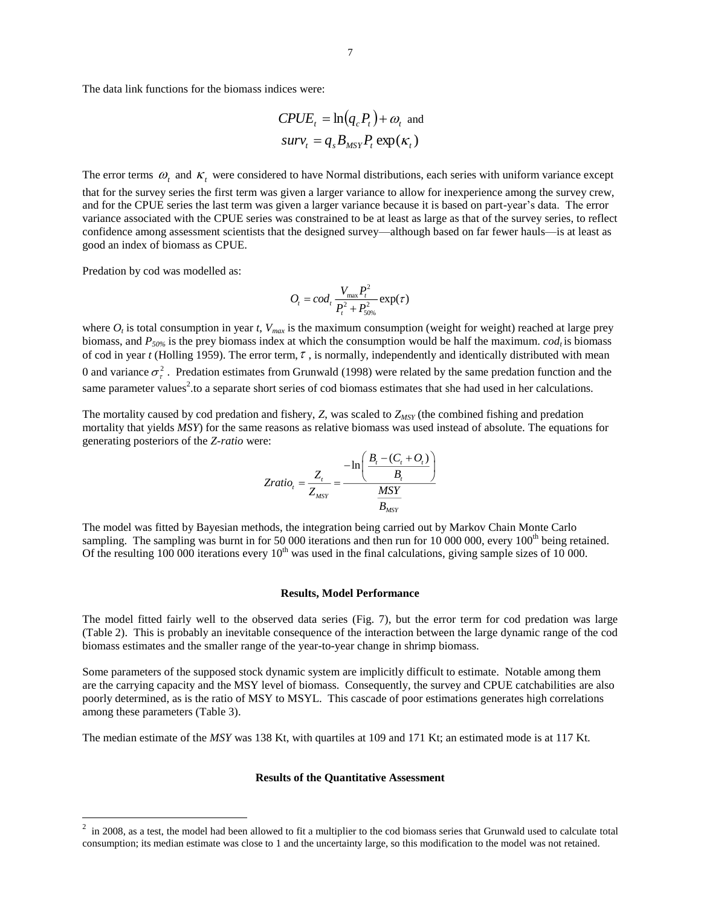The data link functions for the biomass indices were:

$$CPUE_t = \ln\left(q_c P_t\right) + \omega_t \text{ and}$$
$$surv_t = q_s B_{MSY} P_t \exp(\kappa_t)$$

The error terms $\omega_t$ and $\kappa_t$ were considered to have Normal distributions, each series with uniform variance except that for the survey series the first term was given a larger variance to allow for inexperience among the survey crew, and for the CPUE series the last term was given a larger variance because it is based on part-year's data. The error variance associated with the CPUE series was constrained to be at least as large as that of the survey series, to reflect confidence among assessment scientists that the designed survey—although based on far fewer hauls—is at least as good an index of biomass as CPUE.

Predation by cod was modelled as:

$$O_t = cod_t \frac{V_{max} P_t^2}{P_t^2 + P_{50\%}^2} \exp(\tau)$$

where $O_t$ is total consumption in year $t$, $V_{max}$ is the maximum consumption (weight for weight) reached at large prey biomass, and $P_{50\%}$ is the prey biomass index at which the consumption would be half the maximum. $cod_t$ is biomass of cod in year $t$ (Holling 1959). The error term, $\tau$, is normally, independently and identically distributed with mean 0 and variance $\sigma_\tau^2$. Predation estimates from Grunwald (1998) were related by the same predation function and the same parameter values[2].to a separate short series of cod biomass estimates that she had used in her calculations.

The mortality caused by cod predation and fishery, $Z$, was scaled to $Z_{MSY}$ (the combined fishing and predation mortality that yields *MSY*) for the same reasons as relative biomass was used instead of absolute. The equations for generating posteriors of the *Z-ratio* were:

$$Zratio_t = \frac{Z_t}{Z_{MSY}} = \frac{-\ln\left(\dfrac{B_t - (C_t + O_t)}{B_t}\right)}{\dfrac{MSY}{B_{MSY}}}$$

The model was fitted by Bayesian methods, the integration being carried out by Markov Chain Monte Carlo sampling. The sampling was burnt in for 50 000 iterations and then run for 10 000 000, every 100th being retained. Of the resulting 100 000 iterations every 10th was used in the final calculations, giving sample sizes of 10 000.

## Results, Model Performance

The model fitted fairly well to the observed data series (Fig. 7), but the error term for cod predation was large (Table 2). This is probably an inevitable consequence of the interaction between the large dynamic range of the cod biomass estimates and the smaller range of the year-to-year change in shrimp biomass.

Some parameters of the supposed stock dynamic system are implicitly difficult to estimate. Notable among them are the carrying capacity and the MSY level of biomass. Consequently, the survey and CPUE catchabilities are also poorly determined, as is the ratio of MSY to MSYL. This cascade of poor estimations generates high correlations among these parameters (Table 3).

The median estimate of the *MSY* was 138 Kt, with quartiles at 109 and 171 Kt; an estimated mode is at 117 Kt.

## Results of the Quantitative Assessment

[2] in 2008, as a test, the model had been allowed to fit a multiplier to the cod biomass series that Grunwald used to calculate total consumption; its median estimate was close to 1 and the uncertainty large, so this modification to the model was not retained.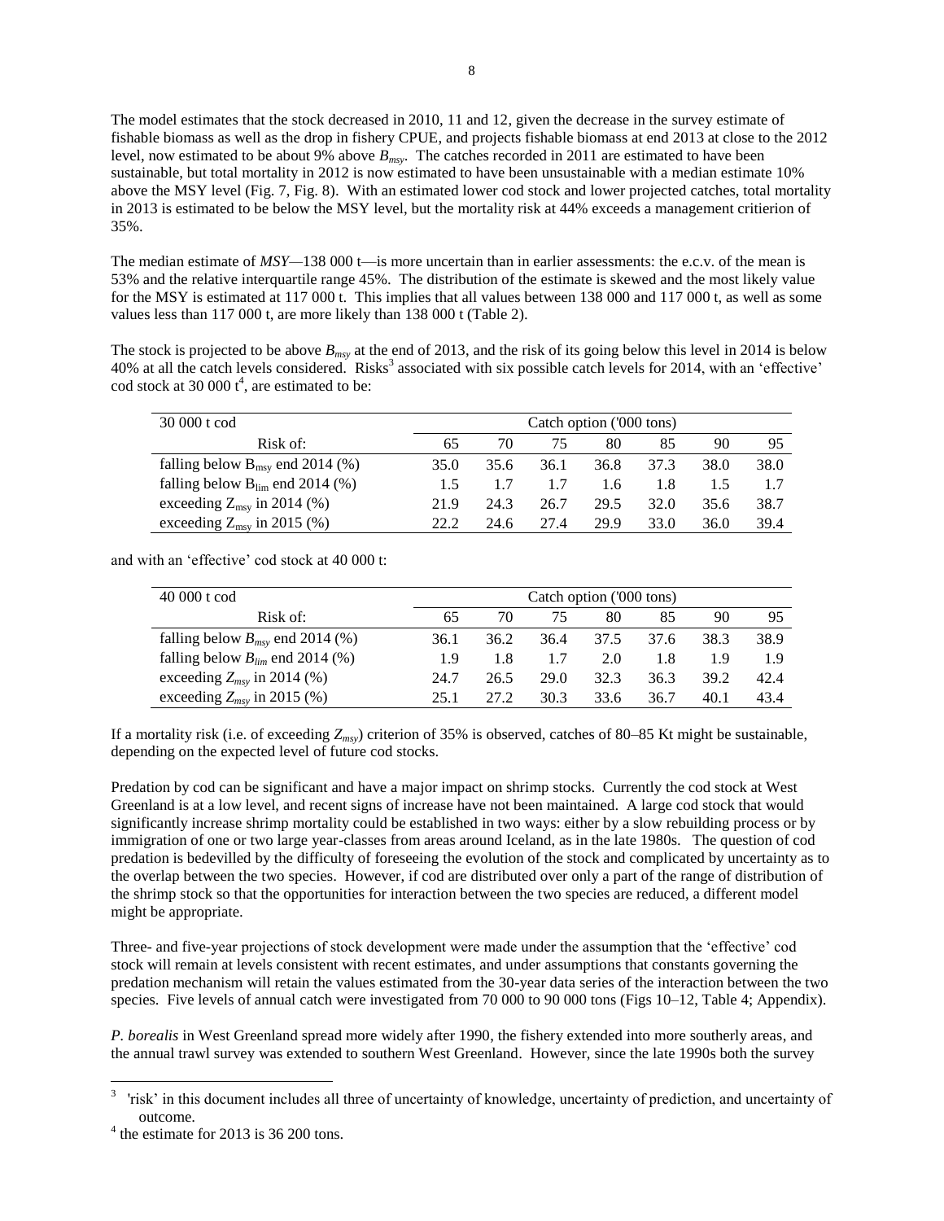The model estimates that the stock decreased in 2010, 11 and 12, given the decrease in the survey estimate of fishable biomass as well as the drop in fishery CPUE, and projects fishable biomass at end 2013 at close to the 2012 level, now estimated to be about 9% above $B_{msy}$. The catches recorded in 2011 are estimated to have been sustainable, but total mortality in 2012 is now estimated to have been unsustainable with a median estimate 10% above the MSY level (Fig. 7, Fig. 8). With an estimated lower cod stock and lower projected catches, total mortality in 2013 is estimated to be below the MSY level, but the mortality risk at 44% exceeds a management critierion of 35%.

The median estimate of *MSY*—138 000 t—is more uncertain than in earlier assessments: the e.c.v. of the mean is 53% and the relative interquartile range 45%. The distribution of the estimate is skewed and the most likely value for the MSY is estimated at 117 000 t. This implies that all values between 138 000 and 117 000 t, as well as some values less than 117 000 t, are more likely than 138 000 t (Table 2).

The stock is projected to be above $B_{msy}$ at the end of 2013, and the risk of its going below this level in 2014 is below 40% at all the catch levels considered. Risks[3] associated with six possible catch levels for 2014, with an 'effective' cod stock at 30 000 t[4], are estimated to be:

| 30 000 t cod | Catch option ('000 tons) | | | | | | |
|---|---|---|---|---|---|---|---|
| Risk of: | 65 | 70 | 75 | 80 | 85 | 90 | 95 |
| falling below $B_{msy}$ end 2014 (%) | 35.0 | 35.6 | 36.1 | 36.8 | 37.3 | 38.0 | 38.0 |
| falling below $B_{lim}$ end 2014 (%) | 1.5 | 1.7 | 1.7 | 1.6 | 1.8 | 1.5 | 1.7 |
| exceeding $Z_{msy}$ in 2014 (%) | 21.9 | 24.3 | 26.7 | 29.5 | 32.0 | 35.6 | 38.7 |
| exceeding $Z_{msy}$ in 2015 (%) | 22.2 | 24.6 | 27.4 | 29.9 | 33.0 | 36.0 | 39.4 |

and with an 'effective' cod stock at 40 000 t:

| 40 000 t cod | Catch option ('000 tons) | | | | | | |
|---|---|---|---|---|---|---|---|
| Risk of: | 65 | 70 | 75 | 80 | 85 | 90 | 95 |
| falling below $B_{msy}$ end 2014 (%) | 36.1 | 36.2 | 36.4 | 37.5 | 37.6 | 38.3 | 38.9 |
| falling below $B_{lim}$ end 2014 (%) | 1.9 | 1.8 | 1.7 | 2.0 | 1.8 | 1.9 | 1.9 |
| exceeding $Z_{msy}$ in 2014 (%) | 24.7 | 26.5 | 29.0 | 32.3 | 36.3 | 39.2 | 42.4 |
| exceeding $Z_{msy}$ in 2015 (%) | 25.1 | 27.2 | 30.3 | 33.6 | 36.7 | 40.1 | 43.4 |

If a mortality risk (i.e. of exceeding $Z_{msy}$) criterion of 35% is observed, catches of 80–85 Kt might be sustainable, depending on the expected level of future cod stocks.

Predation by cod can be significant and have a major impact on shrimp stocks. Currently the cod stock at West Greenland is at a low level, and recent signs of increase have not been maintained. A large cod stock that would significantly increase shrimp mortality could be established in two ways: either by a slow rebuilding process or by immigration of one or two large year-classes from areas around Iceland, as in the late 1980s. The question of cod predation is bedevilled by the difficulty of foreseeing the evolution of the stock and complicated by uncertainty as to the overlap between the two species. However, if cod are distributed over only a part of the range of distribution of the shrimp stock so that the opportunities for interaction between the two species are reduced, a different model might be appropriate.

Three- and five-year projections of stock development were made under the assumption that the 'effective' cod stock will remain at levels consistent with recent estimates, and under assumptions that constants governing the predation mechanism will retain the values estimated from the 30-year data series of the interaction between the two species. Five levels of annual catch were investigated from 70 000 to 90 000 tons (Figs 10–12, Table 4; Appendix).

*P. borealis* in West Greenland spread more widely after 1990, the fishery extended into more southerly areas, and the annual trawl survey was extended to southern West Greenland. However, since the late 1990s both the survey

[3] 'risk' in this document includes all three of uncertainty of knowledge, uncertainty of prediction, and uncertainty of outcome.

[4] the estimate for 2013 is 36 200 tons.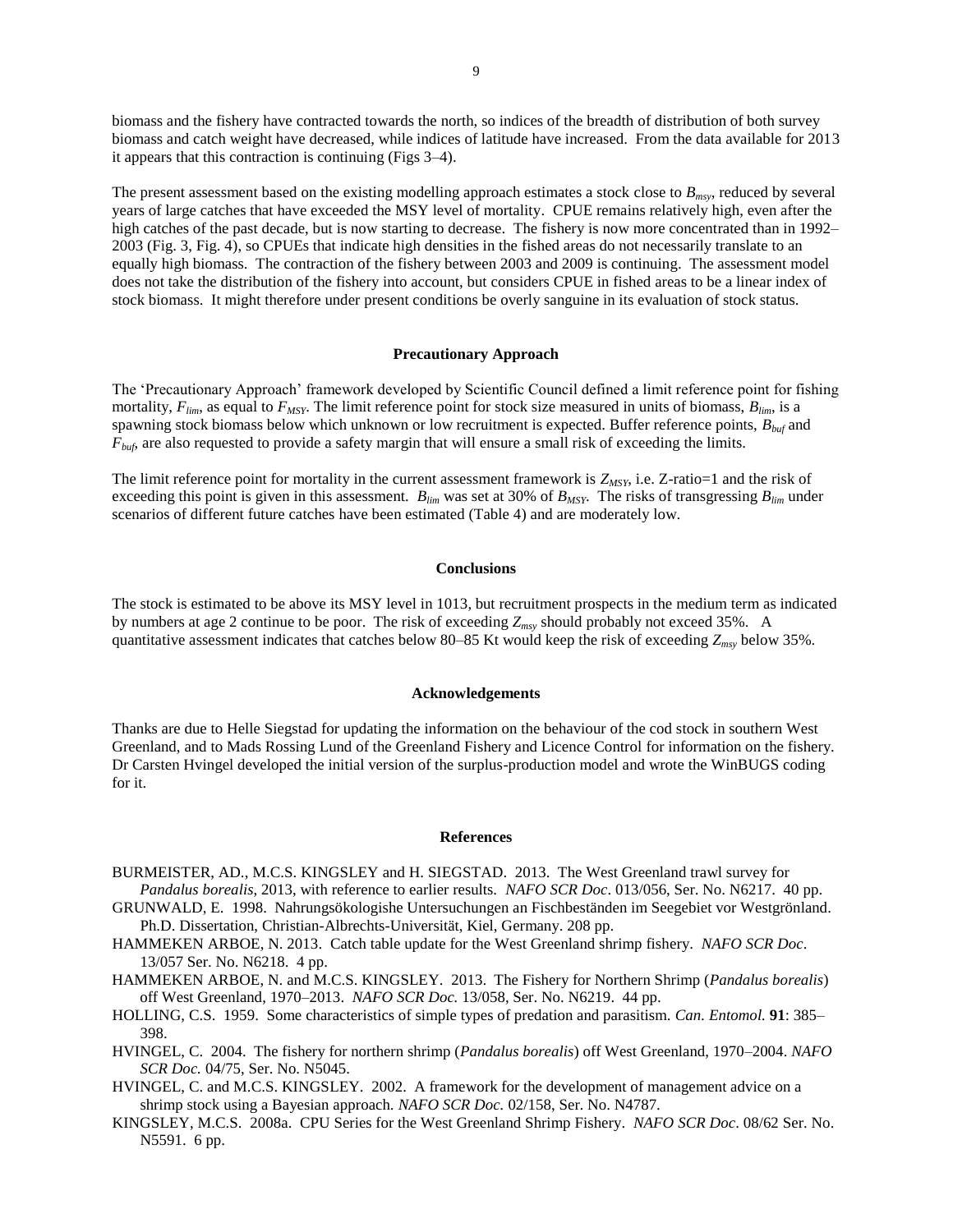biomass and the fishery have contracted towards the north, so indices of the breadth of distribution of both survey biomass and catch weight have decreased, while indices of latitude have increased. From the data available for 2013 it appears that this contraction is continuing (Figs 3–4).

The present assessment based on the existing modelling approach estimates a stock close to $B_{msy}$, reduced by several years of large catches that have exceeded the MSY level of mortality. CPUE remains relatively high, even after the high catches of the past decade, but is now starting to decrease. The fishery is now more concentrated than in 1992–2003 (Fig. 3, Fig. 4), so CPUEs that indicate high densities in the fished areas do not necessarily translate to an equally high biomass. The contraction of the fishery between 2003 and 2009 is continuing. The assessment model does not take the distribution of the fishery into account, but considers CPUE in fished areas to be a linear index of stock biomass. It might therefore under present conditions be overly sanguine in its evaluation of stock status.

## Precautionary Approach

The 'Precautionary Approach' framework developed by Scientific Council defined a limit reference point for fishing mortality, $F_{lim}$, as equal to $F_{MSY}$. The limit reference point for stock size measured in units of biomass, $B_{lim}$, is a spawning stock biomass below which unknown or low recruitment is expected. Buffer reference points, $B_{buf}$ and $F_{buf}$, are also requested to provide a safety margin that will ensure a small risk of exceeding the limits.

The limit reference point for mortality in the current assessment framework is $Z_{MSY}$, i.e. Z-ratio=1 and the risk of exceeding this point is given in this assessment. $B_{lim}$ was set at 30% of $B_{MSY}$. The risks of transgressing $B_{lim}$ under scenarios of different future catches have been estimated (Table 4) and are moderately low.

## Conclusions

The stock is estimated to be above its MSY level in 1013, but recruitment prospects in the medium term as indicated by numbers at age 2 continue to be poor. The risk of exceeding $Z_{msy}$ should probably not exceed 35%. A quantitative assessment indicates that catches below 80–85 Kt would keep the risk of exceeding $Z_{msy}$ below 35%.

## Acknowledgements

Thanks are due to Helle Siegstad for updating the information on the behaviour of the cod stock in southern West Greenland, and to Mads Rossing Lund of the Greenland Fishery and Licence Control for information on the fishery. Dr Carsten Hvingel developed the initial version of the surplus-production model and wrote the WinBUGS coding for it.

## References

BURMEISTER, AD., M.C.S. KINGSLEY and H. SIEGSTAD. 2013. The West Greenland trawl survey for *Pandalus borealis*, 2013, with reference to earlier results. *NAFO SCR Doc*. 013/056, Ser. No. N6217. 40 pp.

GRUNWALD, E. 1998. Nahrungsökologishe Untersuchungen an Fischbeständen im Seegebiet vor Westgrönland. Ph.D. Dissertation, Christian-Albrechts-Universität, Kiel, Germany. 208 pp.

HAMMEKEN ARBOE, N. 2013. Catch table update for the West Greenland shrimp fishery. *NAFO SCR Doc*. 13/057 Ser. No. N6218. 4 pp.

HAMMEKEN ARBOE, N. and M.C.S. KINGSLEY. 2013. The Fishery for Northern Shrimp (*Pandalus borealis*) off West Greenland, 1970–2013. *NAFO SCR Doc.* 13/058, Ser. No. N6219. 44 pp.

HOLLING, C.S. 1959. Some characteristics of simple types of predation and parasitism. *Can. Entomol.* **91**: 385–398.

HVINGEL, C. 2004. The fishery for northern shrimp (*Pandalus borealis*) off West Greenland, 1970–2004. *NAFO SCR Doc.* 04/75, Ser. No. N5045.

HVINGEL, C. and M.C.S. KINGSLEY. 2002. A framework for the development of management advice on a shrimp stock using a Bayesian approach. *NAFO SCR Doc.* 02/158, Ser. No. N4787.

KINGSLEY, M.C.S. 2008a. CPU Series for the West Greenland Shrimp Fishery. *NAFO SCR Doc*. 08/62 Ser. No. N5591. 6 pp.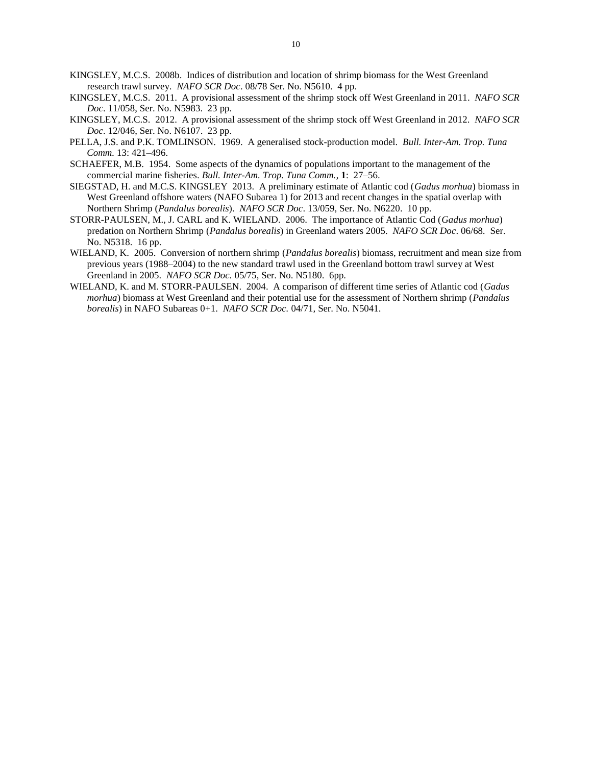KINGSLEY, M.C.S. 2008b. Indices of distribution and location of shrimp biomass for the West Greenland research trawl survey. *NAFO SCR Doc*. 08/78 Ser. No. N5610. 4 pp.

KINGSLEY, M.C.S. 2011. A provisional assessment of the shrimp stock off West Greenland in 2011. *NAFO SCR Doc*. 11/058, Ser. No. N5983. 23 pp.

KINGSLEY, M.C.S. 2012. A provisional assessment of the shrimp stock off West Greenland in 2012. *NAFO SCR Doc*. 12/046, Ser. No. N6107. 23 pp.

PELLA, J.S. and P.K. TOMLINSON. 1969. A generalised stock-production model. *Bull. Inter-Am. Trop. Tuna Comm.* 13: 421–496.

SCHAEFER, M.B. 1954. Some aspects of the dynamics of populations important to the management of the commercial marine fisheries. *Bull. Inter-Am. Trop. Tuna Comm.*, **1**: 27–56.

SIEGSTAD, H. and M.C.S. KINGSLEY 2013. A preliminary estimate of Atlantic cod (*Gadus morhua*) biomass in West Greenland offshore waters (NAFO Subarea 1) for 2013 and recent changes in the spatial overlap with Northern Shrimp (*Pandalus borealis*). *NAFO SCR Doc*. 13/059, Ser. No. N6220. 10 pp.

STORR-PAULSEN, M., J. CARL and K. WIELAND. 2006. The importance of Atlantic Cod (*Gadus morhua*) predation on Northern Shrimp (*Pandalus borealis*) in Greenland waters 2005. *NAFO SCR Doc*. 06/68. Ser. No. N5318. 16 pp.

WIELAND, K. 2005. Conversion of northern shrimp (*Pandalus borealis*) biomass, recruitment and mean size from previous years (1988–2004) to the new standard trawl used in the Greenland bottom trawl survey at West Greenland in 2005. *NAFO SCR Doc.* 05/75, Ser. No. N5180. 6pp.

WIELAND, K. and M. STORR-PAULSEN. 2004. A comparison of different time series of Atlantic cod (*Gadus morhua*) biomass at West Greenland and their potential use for the assessment of Northern shrimp (*Pandalus borealis*) in NAFO Subareas 0+1. *NAFO SCR Doc.* 04/71, Ser. No. N5041.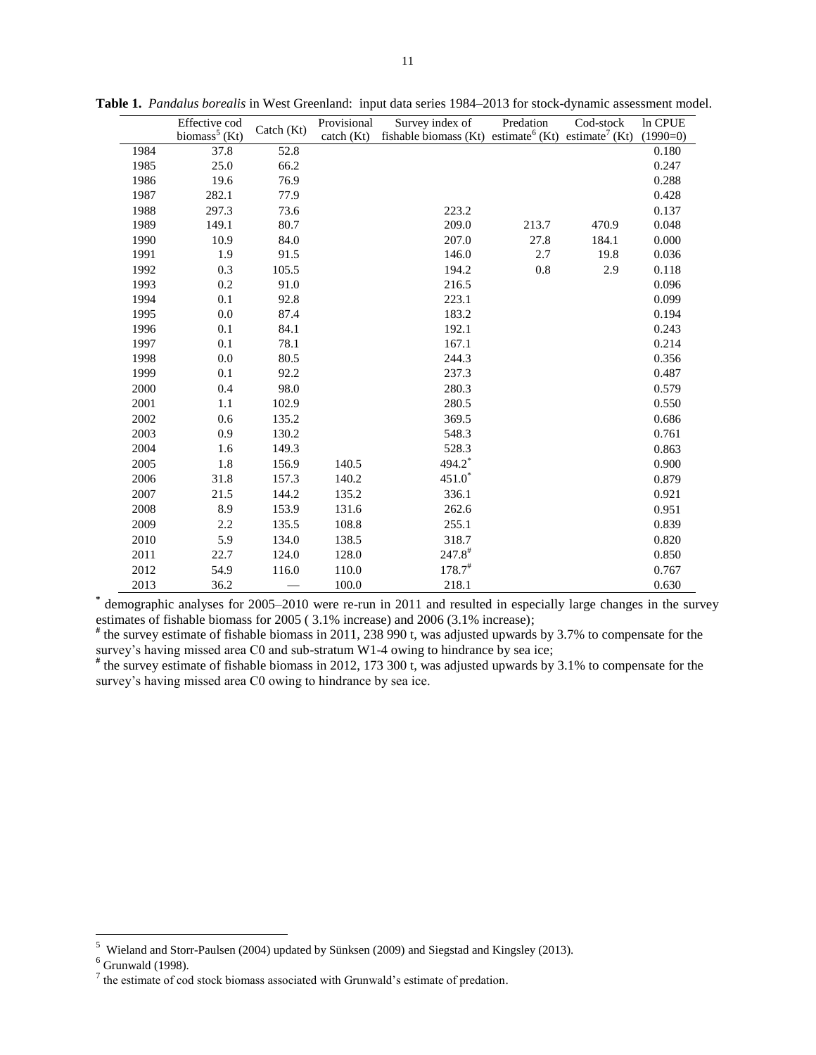**Table 1.** *Pandalus borealis* in West Greenland: input data series 1984–2013 for stock-dynamic assessment model.

| | Effective cod biomass[5] (Kt) | Catch (Kt) | Provisional catch (Kt) | Survey index of fishable biomass (Kt) | Predation estimate[6] (Kt) | Cod-stock estimate[7] (Kt) | ln CPUE (1990=0) |
|---|---|---|---|---|---|---|---|
| 1984 | 37.8 | 52.8 | | | | | 0.180 |
| 1985 | 25.0 | 66.2 | | | | | 0.247 |
| 1986 | 19.6 | 76.9 | | | | | 0.288 |
| 1987 | 282.1 | 77.9 | | | | | 0.428 |
| 1988 | 297.3 | 73.6 | | 223.2 | | | 0.137 |
| 1989 | 149.1 | 80.7 | | 209.0 | 213.7 | 470.9 | 0.048 |
| 1990 | 10.9 | 84.0 | | 207.0 | 27.8 | 184.1 | 0.000 |
| 1991 | 1.9 | 91.5 | | 146.0 | 2.7 | 19.8 | 0.036 |
| 1992 | 0.3 | 105.5 | | 194.2 | 0.8 | 2.9 | 0.118 |
| 1993 | 0.2 | 91.0 | | 216.5 | | | 0.096 |
| 1994 | 0.1 | 92.8 | | 223.1 | | | 0.099 |
| 1995 | 0.0 | 87.4 | | 183.2 | | | 0.194 |
| 1996 | 0.1 | 84.1 | | 192.1 | | | 0.243 |
| 1997 | 0.1 | 78.1 | | 167.1 | | | 0.214 |
| 1998 | 0.0 | 80.5 | | 244.3 | | | 0.356 |
| 1999 | 0.1 | 92.2 | | 237.3 | | | 0.487 |
| 2000 | 0.4 | 98.0 | | 280.3 | | | 0.579 |
| 2001 | 1.1 | 102.9 | | 280.5 | | | 0.550 |
| 2002 | 0.6 | 135.2 | | 369.5 | | | 0.686 |
| 2003 | 0.9 | 130.2 | | 548.3 | | | 0.761 |
| 2004 | 1.6 | 149.3 | | 528.3 | | | 0.863 |
| 2005 | 1.8 | 156.9 | 140.5 | 494.2* | | | 0.900 |
| 2006 | 31.8 | 157.3 | 140.2 | 451.0* | | | 0.879 |
| 2007 | 21.5 | 144.2 | 135.2 | 336.1 | | | 0.921 |
| 2008 | 8.9 | 153.9 | 131.6 | 262.6 | | | 0.951 |
| 2009 | 2.2 | 135.5 | 108.8 | 255.1 | | | 0.839 |
| 2010 | 5.9 | 134.0 | 138.5 | 318.7 | | | 0.820 |
| 2011 | 22.7 | 124.0 | 128.0 | 247.8# | | | 0.850 |
| 2012 | 54.9 | 116.0 | 110.0 | 178.7# | | | 0.767 |
| 2013 | 36.2 | — | 100.0 | 218.1 | | | 0.630 |

\* demographic analyses for 2005–2010 were re-run in 2011 and resulted in especially large changes in the survey estimates of fishable biomass for 2005 ( 3.1% increase) and 2006 (3.1% increase);

\# the survey estimate of fishable biomass in 2011, 238 990 t, was adjusted upwards by 3.7% to compensate for the survey's having missed area C0 and sub-stratum W1-4 owing to hindrance by sea ice;

\# the survey estimate of fishable biomass in 2012, 173 300 t, was adjusted upwards by 3.1% to compensate for the survey's having missed area C0 owing to hindrance by sea ice.

---

[5] Wieland and Storr-Paulsen (2004) updated by Sünksen (2009) and Siegstad and Kingsley (2013).

[6] Grunwald (1998).

[7] the estimate of cod stock biomass associated with Grunwald's estimate of predation.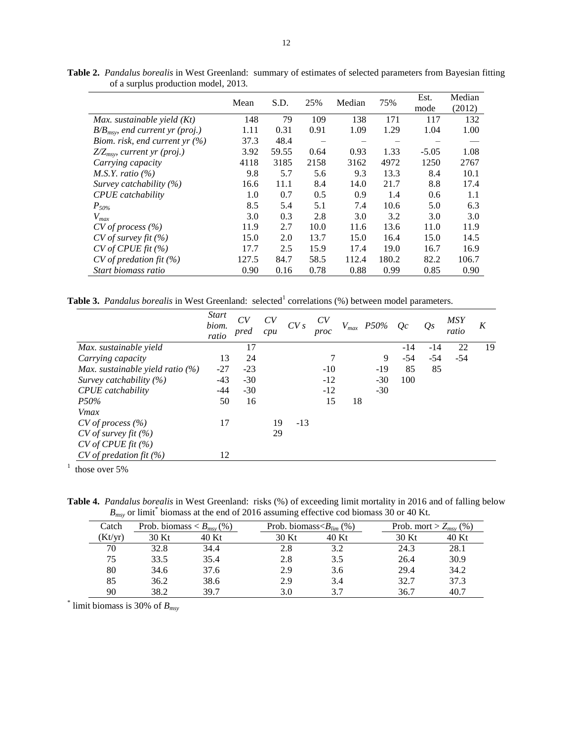**Table 2.** *Pandalus borealis* in West Greenland: summary of estimates of selected parameters from Bayesian fitting of a surplus production model, 2013.

| | Mean | S.D. | 25% | Median | 75% | Est. mode | Median (2012) |
|---|---|---|---|---|---|---|---|
| *Max. sustainable yield (Kt)* | 148 | 79 | 109 | 138 | 171 | 117 | 132 |
| *$B/B_{msy}$, end current yr (proj.)* | 1.11 | 0.31 | 0.91 | 1.09 | 1.29 | 1.04 | 1.00 |
| *Biom. risk, end current yr (%)* | 37.3 | 48.4 | – | – | – | – | — |
| *$Z/Z_{msy}$, current yr (proj.)* | 3.92 | 59.55 | 0.64 | 0.93 | 1.33 | -5.05 | 1.08 |
| *Carrying capacity* | 4118 | 3185 | 2158 | 3162 | 4972 | 1250 | 2767 |
| *M.S.Y. ratio (%)* | 9.8 | 5.7 | 5.6 | 9.3 | 13.3 | 8.4 | 10.1 |
| *Survey catchability (%)* | 16.6 | 11.1 | 8.4 | 14.0 | 21.7 | 8.8 | 17.4 |
| *CPUE catchability* | 1.0 | 0.7 | 0.5 | 0.9 | 1.4 | 0.6 | 1.1 |
| *$P_{50\%}$* | 8.5 | 5.4 | 5.1 | 7.4 | 10.6 | 5.0 | 6.3 |
| *$V_{max}$* | 3.0 | 0.3 | 2.8 | 3.0 | 3.2 | 3.0 | 3.0 |
| *CV of process (%)* | 11.9 | 2.7 | 10.0 | 11.6 | 13.6 | 11.0 | 11.9 |
| *CV of survey fit (%)* | 15.0 | 2.0 | 13.7 | 15.0 | 16.4 | 15.0 | 14.5 |
| *CV of CPUE fit (%)* | 17.7 | 2.5 | 15.9 | 17.4 | 19.0 | 16.7 | 16.9 |
| *CV of predation fit (%)* | 127.5 | 84.7 | 58.5 | 112.4 | 180.2 | 82.2 | 106.7 |
| *Start biomass ratio* | 0.90 | 0.16 | 0.78 | 0.88 | 0.99 | 0.85 | 0.90 |

**Table 3.** *Pandalus borealis* in West Greenland: selected[1] correlations (%) between model parameters.

| | *Start biom. ratio* | *CV pred* | *CV cpu* | *CV s* | *CV proc* | $V_{max}$ | *P50%* | *Qc* | *Qs* | *MSY ratio* | *K* |
|---|---|---|---|---|---|---|---|---|---|---|---|
| *Max. sustainable yield* | | 17 | | | | | | -14 | -14 | 22 | 19 |
| *Carrying capacity* | 13 | 24 | | | 7 | | 9 | -54 | -54 | -54 | |
| *Max. sustainable yield ratio (%)* | -27 | -23 | | | -10 | | -19 | 85 | 85 | | |
| *Survey catchability (%)* | -43 | -30 | | | -12 | | -30 | 100 | | | |
| *CPUE catchability* | -44 | -30 | | | -12 | | -30 | | | | |
| *P50%* | 50 | 16 | | | 15 | 18 | | | | | |
| *Vmax* | | | | | | | | | | | |
| *CV of process (%)* | 17 | | 19 | -13 | | | | | | | |
| *CV of survey fit (%)* | | | 29 | | | | | | | | |
| *CV of CPUE fit (%)* | | | | | | | | | | | |
| *CV of predation fit (%)* | 12 | | | | | | | | | | |

[1] those over 5%

**Table 4.** *Pandalus borealis* in West Greenland: risks (%) of exceeding limit mortality in 2016 and of falling below $B_{msy}$ or limit[*] biomass at the end of 2016 assuming effective cod biomass 30 or 40 Kt.

| Catch | Prob. biomass < $B_{msy}$ (%) | | Prob. biomass< $B_{lim}$ (%) | | Prob. mort > $Z_{msy}$ (%) | |
|---|---|---|---|---|---|---|
| (Kt/yr) | 30 Kt | 40 Kt | 30 Kt | 40 Kt | 30 Kt | 40 Kt |
| 70 | 32.8 | 34.4 | 2.8 | 3.2 | 24.3 | 28.1 |
| 75 | 33.5 | 35.4 | 2.8 | 3.5 | 26.4 | 30.9 |
| 80 | 34.6 | 37.6 | 2.9 | 3.6 | 29.4 | 34.2 |
| 85 | 36.2 | 38.6 | 2.9 | 3.4 | 32.7 | 37.3 |
| 90 | 38.2 | 39.7 | 3.0 | 3.7 | 36.7 | 40.7 |

[*] limit biomass is 30% of $B_{msy}$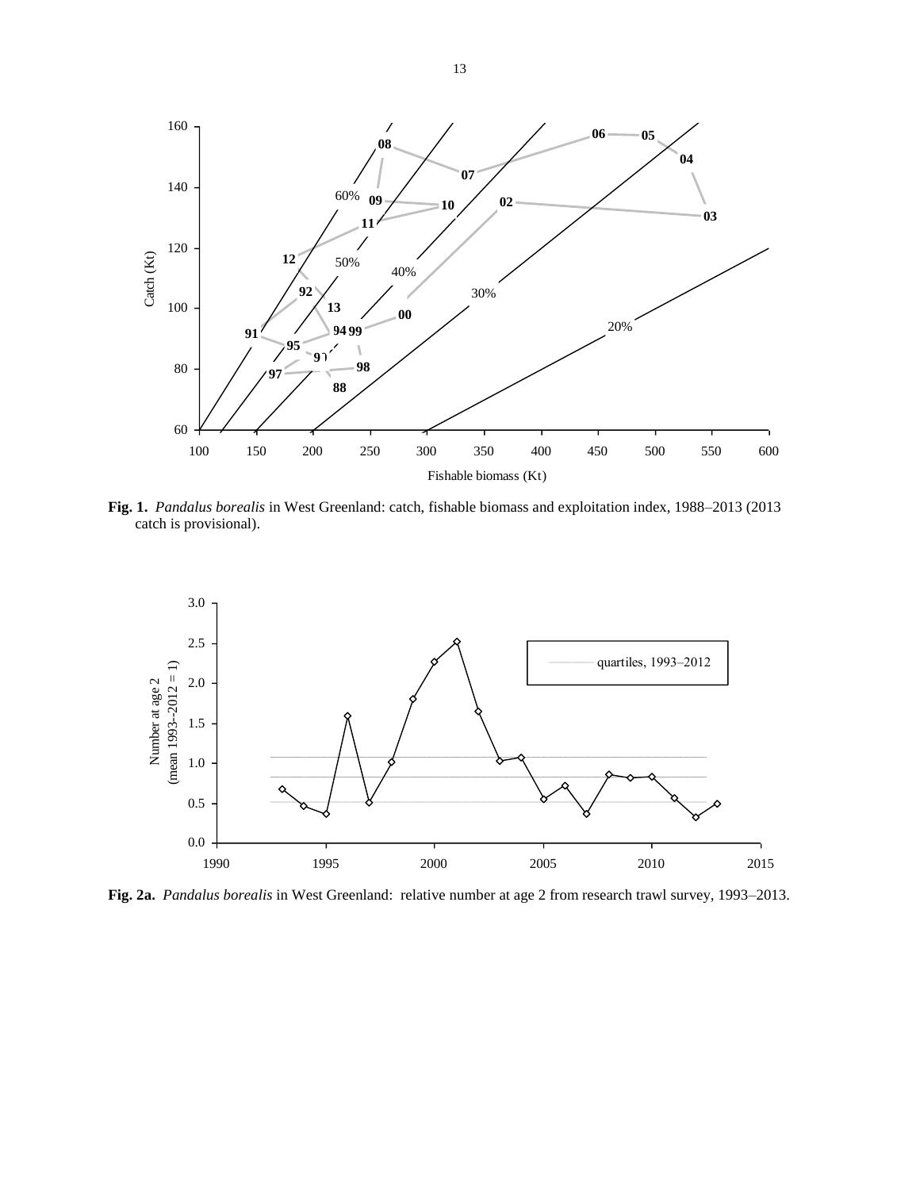**Fig. 1.** *Pandalus borealis* in West Greenland: catch, fishable biomass and exploitation index, 1988–2013 (2013 catch is provisional).

**Fig. 2a.** *Pandalus borealis* in West Greenland: relative number at age 2 from research trawl survey, 1993–2013.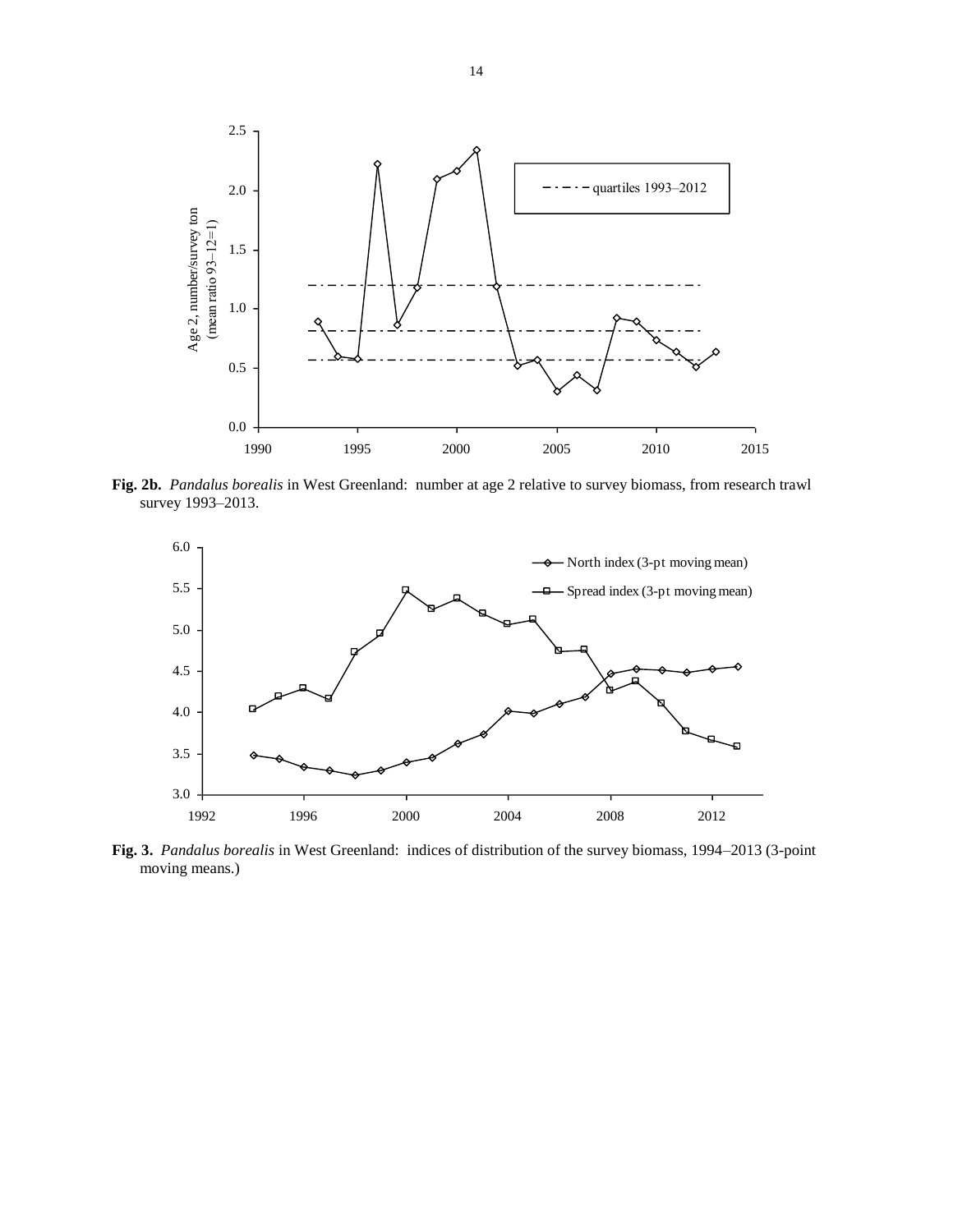**Fig. 2b.** *Pandalus borealis* in West Greenland: number at age 2 relative to survey biomass, from research trawl survey 1993–2013.

**Fig. 3.** *Pandalus borealis* in West Greenland: indices of distribution of the survey biomass, 1994–2013 (3-point moving means.)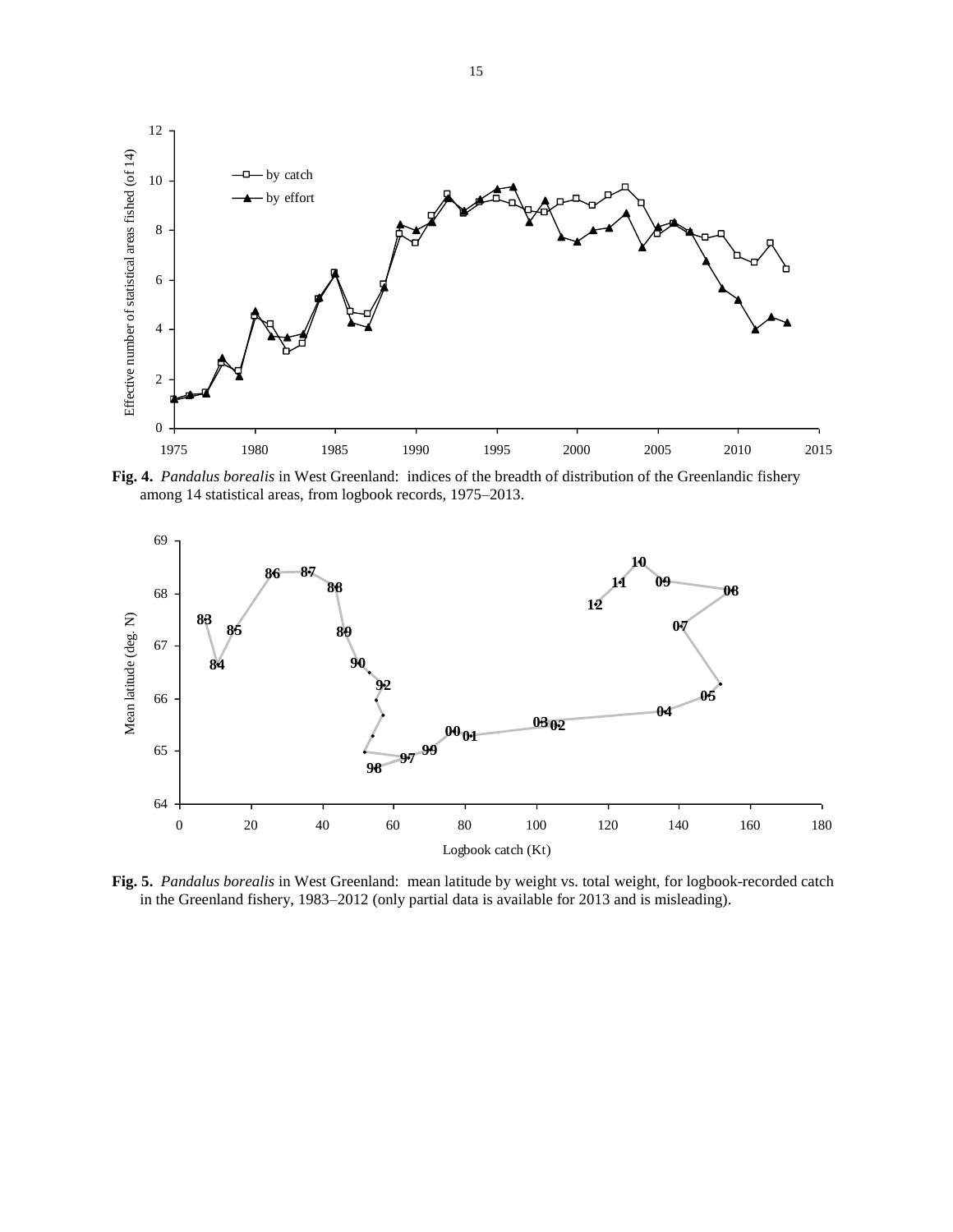**Fig. 4.** *Pandalus borealis* in West Greenland: indices of the breadth of distribution of the Greenlandic fishery among 14 statistical areas, from logbook records, 1975–2013.

**Fig. 5.** *Pandalus borealis* in West Greenland: mean latitude by weight vs. total weight, for logbook-recorded catch in the Greenland fishery, 1983–2012 (only partial data is available for 2013 and is misleading).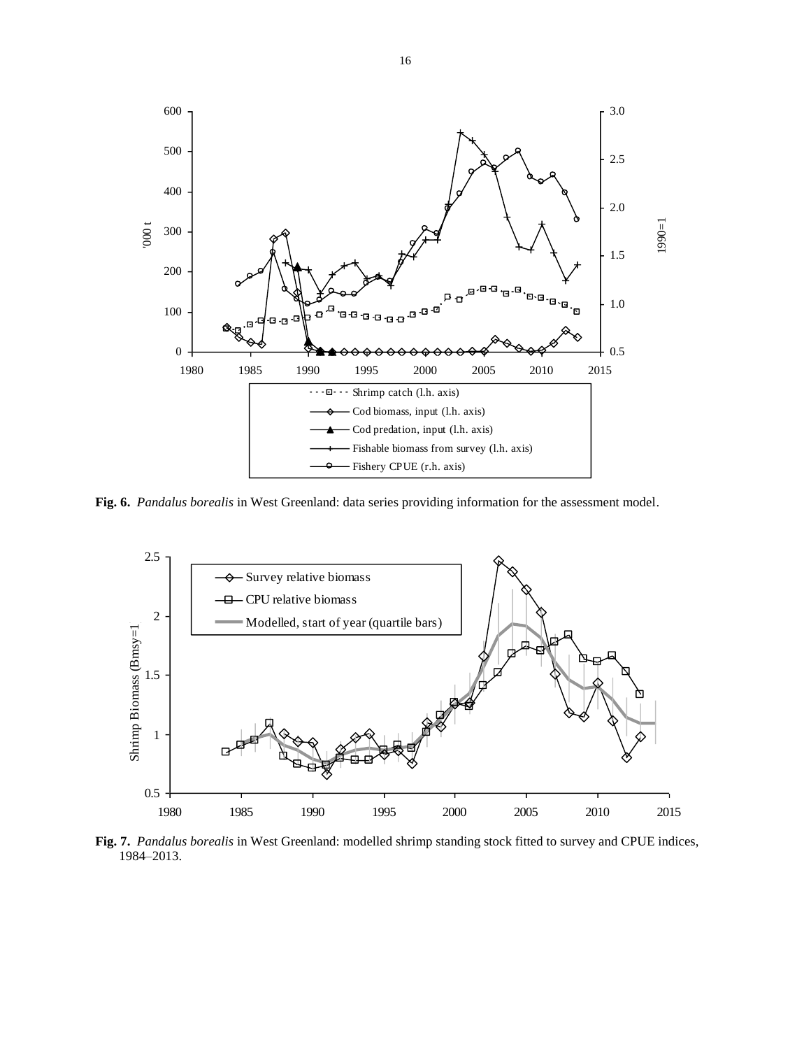**Fig. 6.** *Pandalus borealis* in West Greenland: data series providing information for the assessment model.

**Fig. 7.** *Pandalus borealis* in West Greenland: modelled shrimp standing stock fitted to survey and CPUE indices, 1984–2013.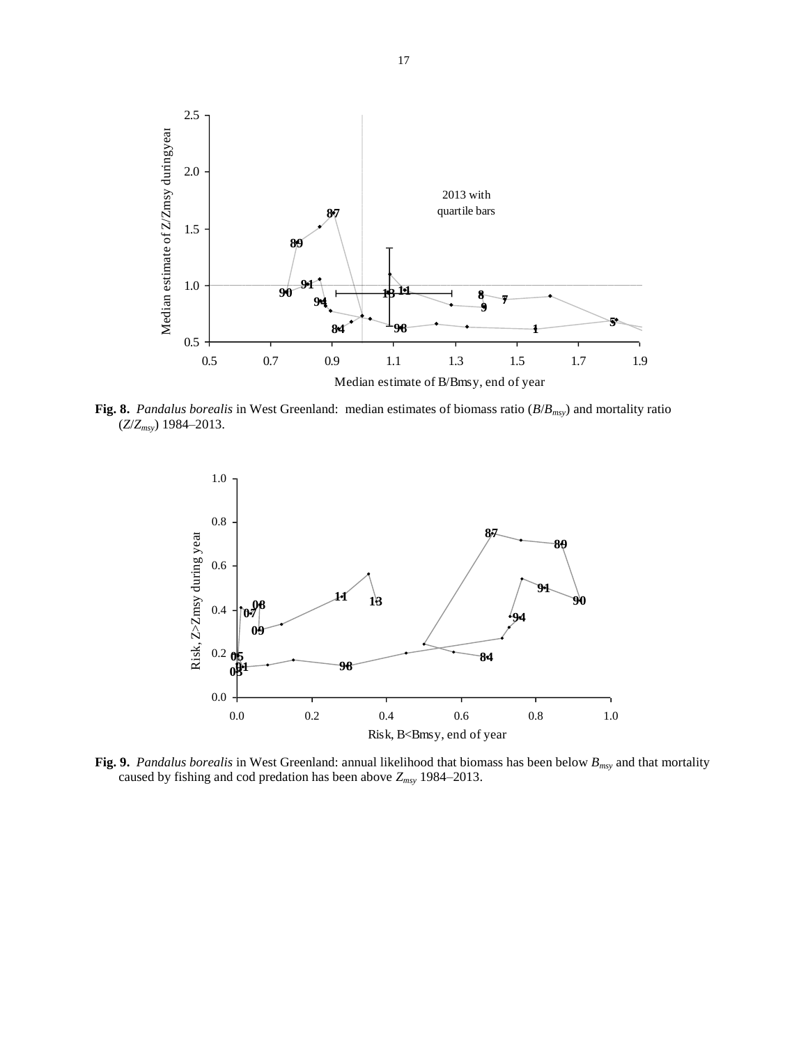**Fig. 8.** *Pandalus borealis* in West Greenland: median estimates of biomass ratio ($B/B_{msy}$) and mortality ratio ($Z/Z_{msy}$) 1984–2013.

**Fig. 9.** *Pandalus borealis* in West Greenland: annual likelihood that biomass has been below $B_{msy}$ and that mortality caused by fishing and cod predation has been above $Z_{msy}$ 1984–2013.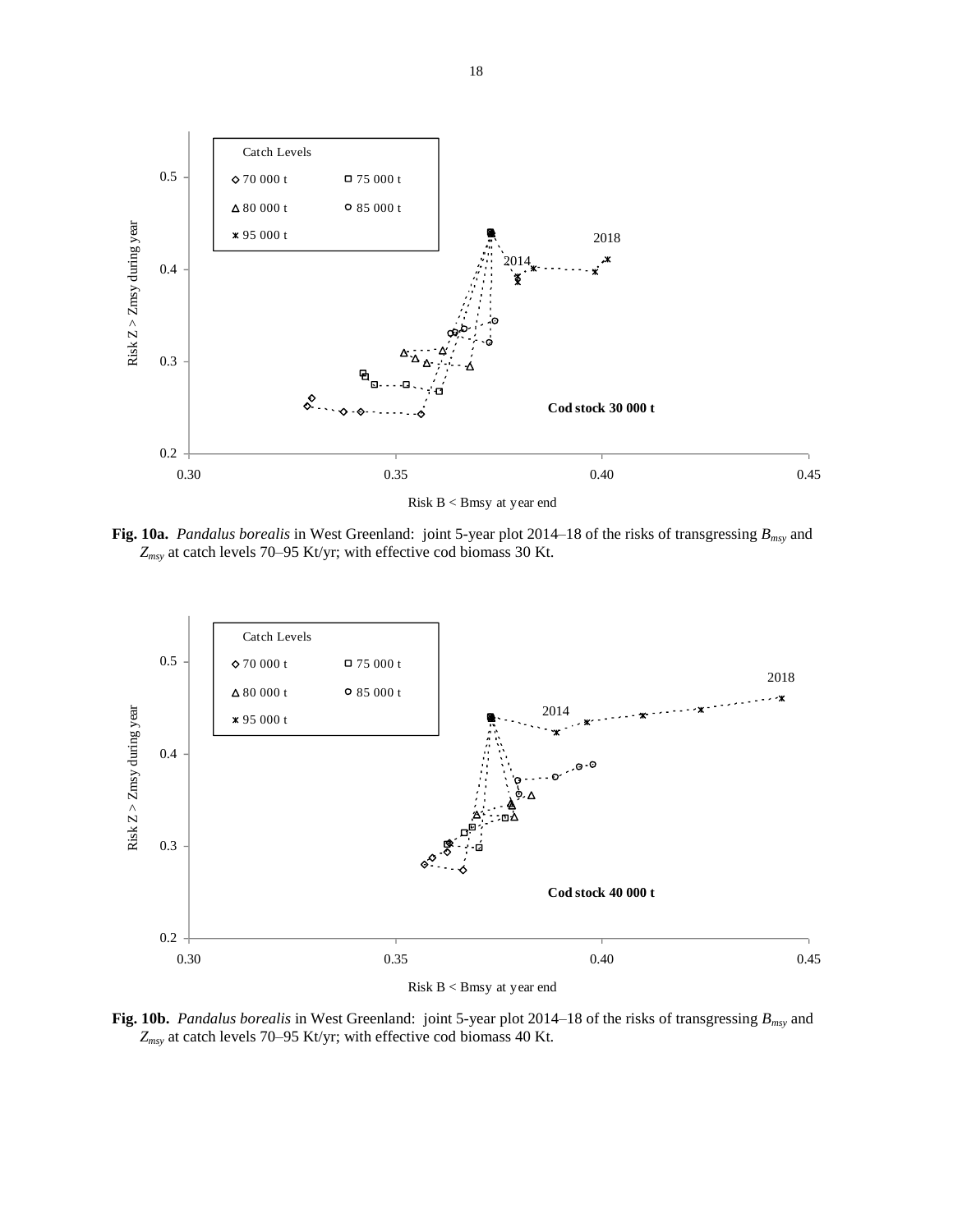**Fig. 10a.** *Pandalus borealis* in West Greenland: joint 5-year plot 2014–18 of the risks of transgressing $B_{msy}$ and $Z_{msy}$ at catch levels 70–95 Kt/yr; with effective cod biomass 30 Kt.

**Fig. 10b.** *Pandalus borealis* in West Greenland: joint 5-year plot 2014–18 of the risks of transgressing $B_{msy}$ and $Z_{msy}$ at catch levels 70–95 Kt/yr; with effective cod biomass 40 Kt.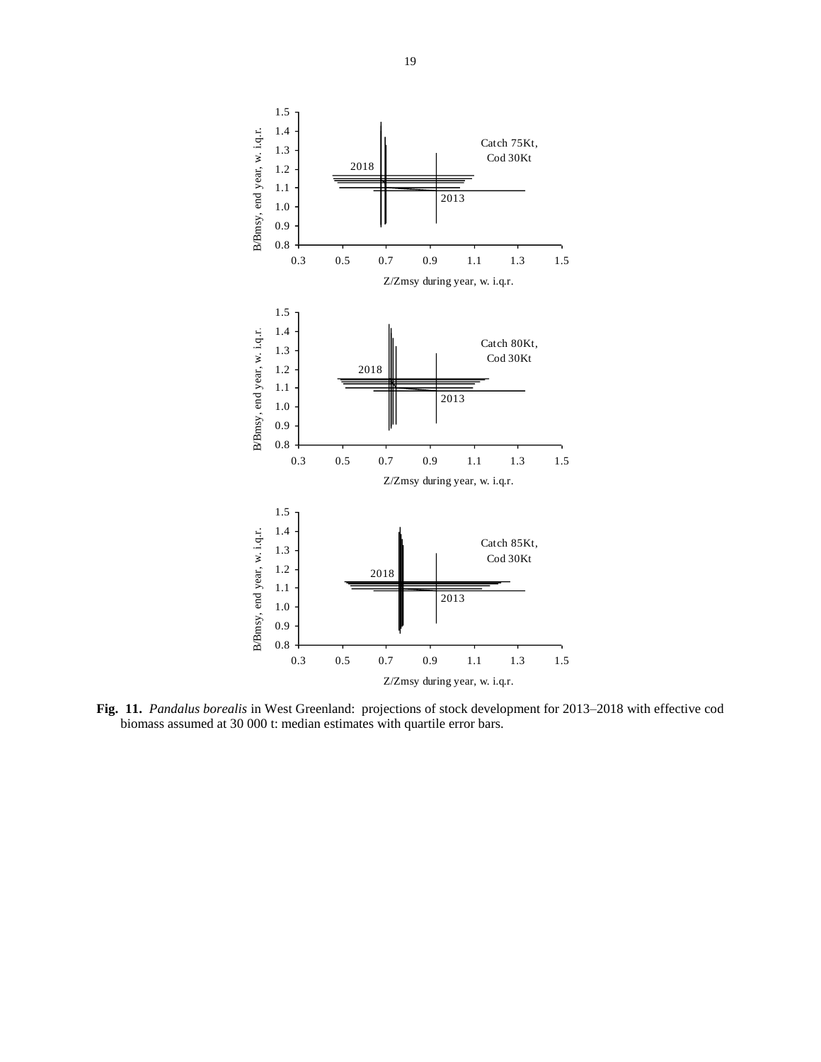**Fig. 11.** *Pandalus borealis* in West Greenland: projections of stock development for 2013–2018 with effective cod biomass assumed at 30 000 t: median estimates with quartile error bars.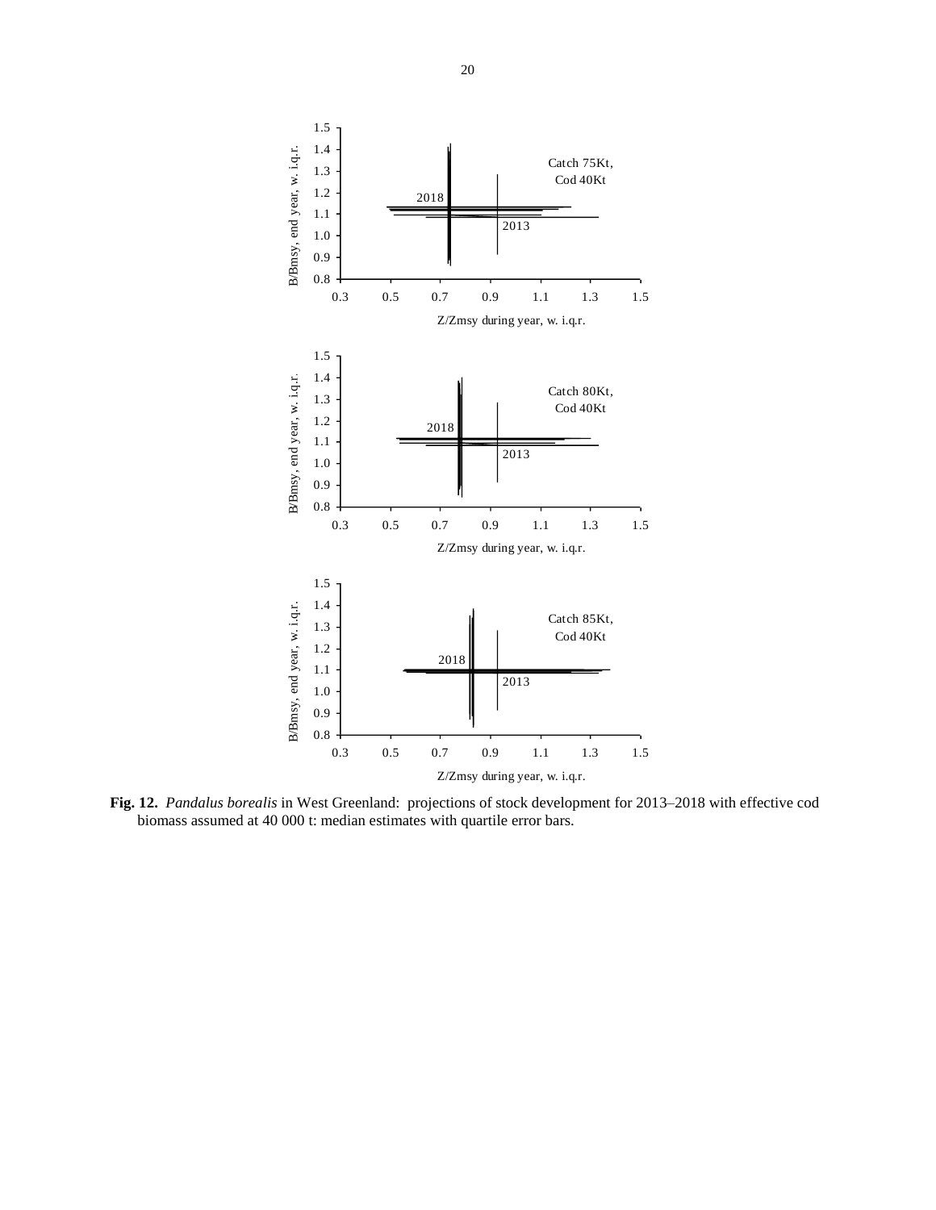**Fig. 12.** *Pandalus borealis* in West Greenland: projections of stock development for 2013–2018 with effective cod biomass assumed at 40 000 t: median estimates with quartile error bars.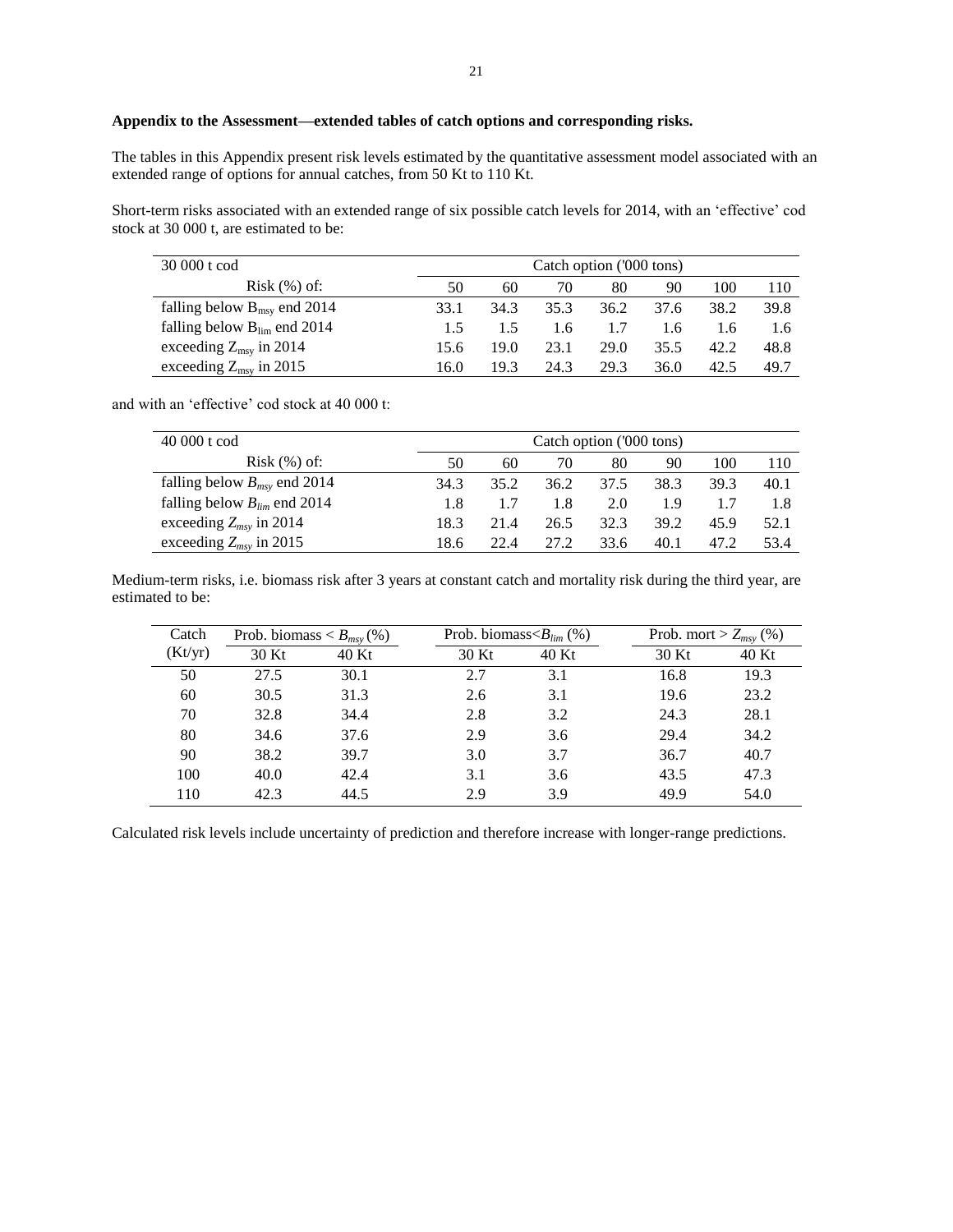**Appendix to the Assessment—extended tables of catch options and corresponding risks.**

The tables in this Appendix present risk levels estimated by the quantitative assessment model associated with an extended range of options for annual catches, from 50 Kt to 110 Kt.

Short-term risks associated with an extended range of six possible catch levels for 2014, with an 'effective' cod stock at 30 000 t, are estimated to be:

| 30 000 t cod | Catch option ('000 tons) | | | | | | |
|---|---|---|---|---|---|---|---|
| Risk (%) of: | 50 | 60 | 70 | 80 | 90 | 100 | 110 |
| falling below $B_{msy}$ end 2014 | 33.1 | 34.3 | 35.3 | 36.2 | 37.6 | 38.2 | 39.8 |
| falling below $B_{lim}$ end 2014 | 1.5 | 1.5 | 1.6 | 1.7 | 1.6 | 1.6 | 1.6 |
| exceeding $Z_{msy}$ in 2014 | 15.6 | 19.0 | 23.1 | 29.0 | 35.5 | 42.2 | 48.8 |
| exceeding $Z_{msy}$ in 2015 | 16.0 | 19.3 | 24.3 | 29.3 | 36.0 | 42.5 | 49.7 |

and with an 'effective' cod stock at 40 000 t:

| 40 000 t cod | Catch option ('000 tons) | | | | | | |
|---|---|---|---|---|---|---|---|
| Risk (%) of: | 50 | 60 | 70 | 80 | 90 | 100 | 110 |
| falling below $B_{msy}$ end 2014 | 34.3 | 35.2 | 36.2 | 37.5 | 38.3 | 39.3 | 40.1 |
| falling below $B_{lim}$ end 2014 | 1.8 | 1.7 | 1.8 | 2.0 | 1.9 | 1.7 | 1.8 |
| exceeding $Z_{msy}$ in 2014 | 18.3 | 21.4 | 26.5 | 32.3 | 39.2 | 45.9 | 52.1 |
| exceeding $Z_{msy}$ in 2015 | 18.6 | 22.4 | 27.2 | 33.6 | 40.1 | 47.2 | 53.4 |

Medium-term risks, i.e. biomass risk after 3 years at constant catch and mortality risk during the third year, are estimated to be:

| Catch | Prob. biomass < $B_{msy}$ (%) | | Prob. biomass<$B_{lim}$ (%) | | Prob. mort > $Z_{msy}$ (%) | |
|---|---|---|---|---|---|---|
| (Kt/yr) | 30 Kt | 40 Kt | 30 Kt | 40 Kt | 30 Kt | 40 Kt |
| 50 | 27.5 | 30.1 | 2.7 | 3.1 | 16.8 | 19.3 |
| 60 | 30.5 | 31.3 | 2.6 | 3.1 | 19.6 | 23.2 |
| 70 | 32.8 | 34.4 | 2.8 | 3.2 | 24.3 | 28.1 |
| 80 | 34.6 | 37.6 | 2.9 | 3.6 | 29.4 | 34.2 |
| 90 | 38.2 | 39.7 | 3.0 | 3.7 | 36.7 | 40.7 |
| 100 | 40.0 | 42.4 | 3.1 | 3.6 | 43.5 | 47.3 |
| 110 | 42.3 | 44.5 | 2.9 | 3.9 | 49.9 | 54.0 |

Calculated risk levels include uncertainty of prediction and therefore increase with longer-range predictions.